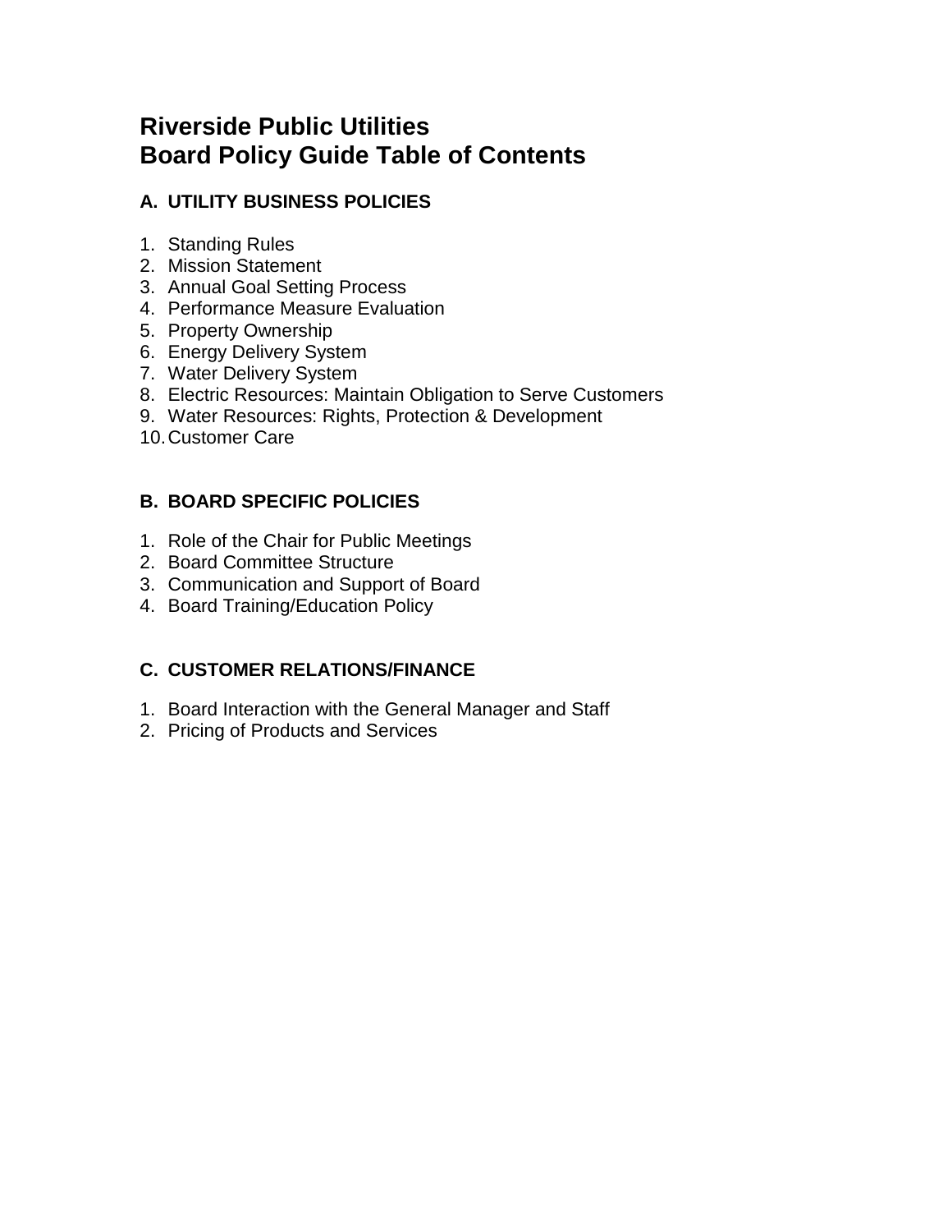# Riverside Public Utilities
# Board Policy Guide Table of Contents

## A. UTILITY BUSINESS POLICIES

1. Standing Rules
2. Mission Statement
3. Annual Goal Setting Process
4. Performance Measure Evaluation
5. Property Ownership
6. Energy Delivery System
7. Water Delivery System
8. Electric Resources: Maintain Obligation to Serve Customers
9. Water Resources: Rights, Protection & Development
10. Customer Care

## B. BOARD SPECIFIC POLICIES

1. Role of the Chair for Public Meetings
2. Board Committee Structure
3. Communication and Support of Board
4. Board Training/Education Policy

## C. CUSTOMER RELATIONS/FINANCE

1. Board Interaction with the General Manager and Staff
2. Pricing of Products and Services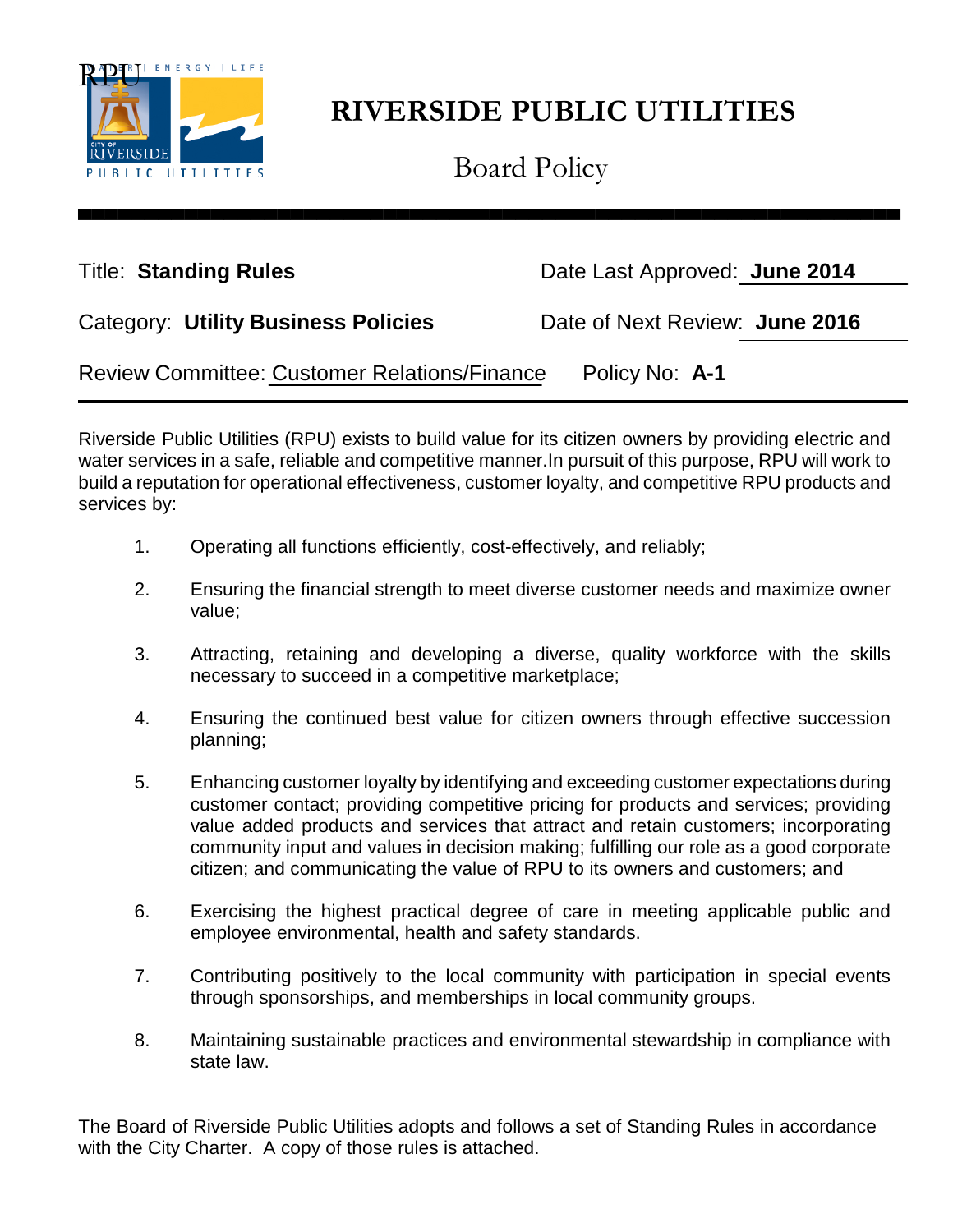# RIVERSIDE PUBLIC UTILITIES

Board Policy

Title: **Standing Rules**

Date Last Approved: **June 2014**

Category: **Utility Business Policies**

Date of Next Review: **June 2016**

Review Committee: Customer Relations/Finance

Policy No: **A-1**

---

Riverside Public Utilities (RPU) exists to build value for its citizen owners by providing electric and water services in a safe, reliable and competitive manner.In pursuit of this purpose, RPU will work to build a reputation for operational effectiveness, customer loyalty, and competitive RPU products and services by:

1. Operating all functions efficiently, cost-effectively, and reliably;

2. Ensuring the financial strength to meet diverse customer needs and maximize owner value;

3. Attracting, retaining and developing a diverse, quality workforce with the skills necessary to succeed in a competitive marketplace;

4. Ensuring the continued best value for citizen owners through effective succession planning;

5. Enhancing customer loyalty by identifying and exceeding customer expectations during customer contact; providing competitive pricing for products and services; providing value added products and services that attract and retain customers; incorporating community input and values in decision making; fulfilling our role as a good corporate citizen; and communicating the value of RPU to its owners and customers; and

6. Exercising the highest practical degree of care in meeting applicable public and employee environmental, health and safety standards.

7. Contributing positively to the local community with participation in special events through sponsorships, and memberships in local community groups.

8. Maintaining sustainable practices and environmental stewardship in compliance with state law.

The Board of Riverside Public Utilities adopts and follows a set of Standing Rules in accordance with the City Charter. A copy of those rules is attached.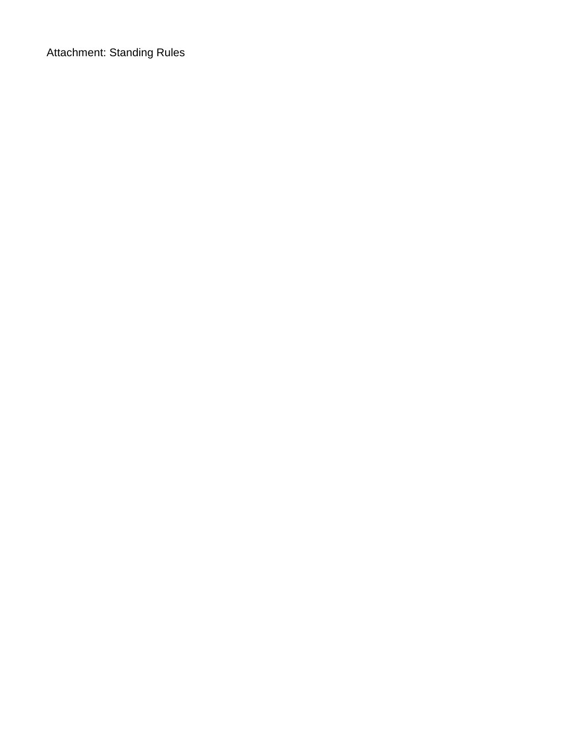Attachment: Standing Rules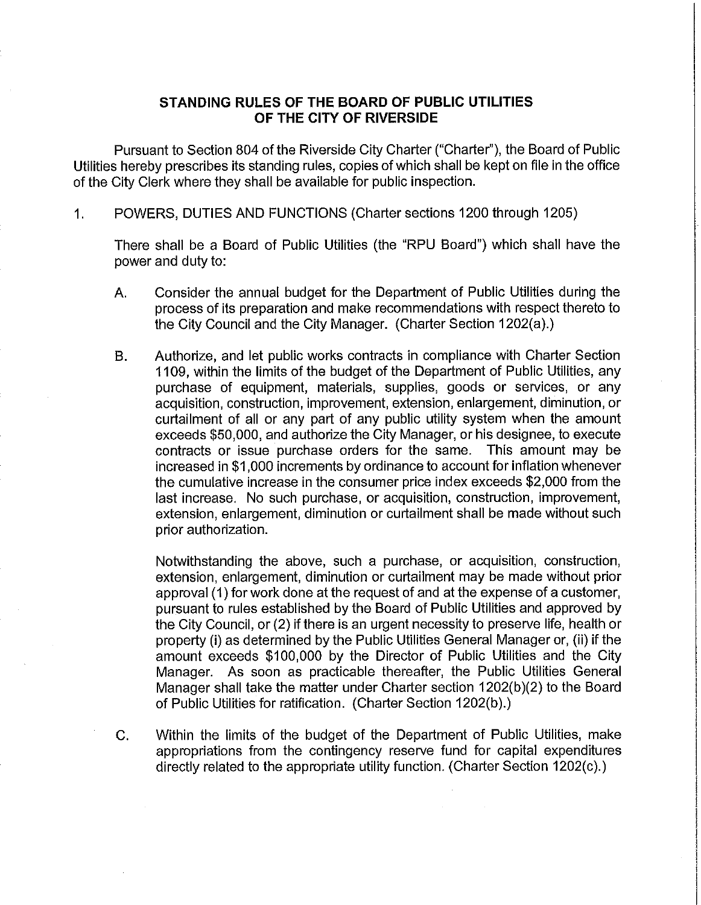## STANDING RULES OF THE BOARD OF PUBLIC UTILITIES OF THE CITY OF RIVERSIDE

Pursuant to Section 804 of the Riverside City Charter ("Charter"), the Board of Public Utilities hereby prescribes its standing rules, copies of which shall be kept on file in the office of the City Clerk where they shall be available for public inspection.

1. POWERS, DUTIES AND FUNCTIONS (Charter sections 1200 through 1205)

   There shall be a Board of Public Utilities (the "RPU Board") which shall have the power and duty to:

   A. Consider the annual budget for the Department of Public Utilities during the process of its preparation and make recommendations with respect thereto to the City Council and the City Manager. (Charter Section 1202(a).)

   B. Authorize, and let public works contracts in compliance with Charter Section 1109, within the limits of the budget of the Department of Public Utilities, any purchase of equipment, materials, supplies, goods or services, or any acquisition, construction, improvement, extension, enlargement, diminution, or curtailment of all or any part of any public utility system when the amount exceeds $50,000, and authorize the City Manager, or his designee, to execute contracts or issue purchase orders for the same. This amount may be increased in $1,000 increments by ordinance to account for inflation whenever the cumulative increase in the consumer price index exceeds $2,000 from the last increase. No such purchase, or acquisition, construction, improvement, extension, enlargement, diminution or curtailment shall be made without such prior authorization.

      Notwithstanding the above, such a purchase, or acquisition, construction, extension, enlargement, diminution or curtailment may be made without prior approval (1) for work done at the request of and at the expense of a customer, pursuant to rules established by the Board of Public Utilities and approved by the City Council, or (2) if there is an urgent necessity to preserve life, health or property (i) as determined by the Public Utilities General Manager or, (ii) if the amount exceeds $100,000 by the Director of Public Utilities and the City Manager. As soon as practicable thereafter, the Public Utilities General Manager shall take the matter under Charter section 1202(b)(2) to the Board of Public Utilities for ratification. (Charter Section 1202(b).)

   C. Within the limits of the budget of the Department of Public Utilities, make appropriations from the contingency reserve fund for capital expenditures directly related to the appropriate utility function. (Charter Section 1202(c).)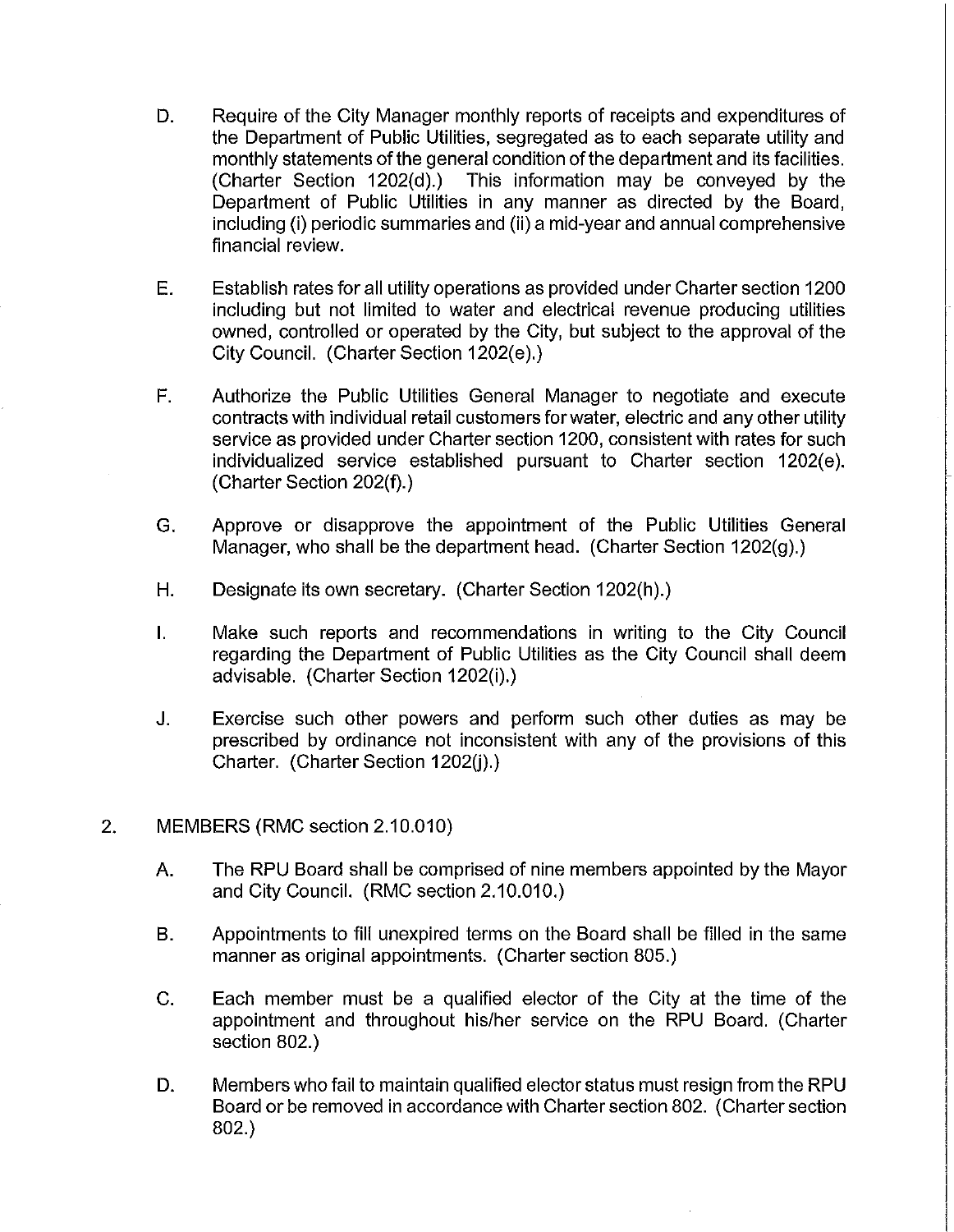D. Require of the City Manager monthly reports of receipts and expenditures of the Department of Public Utilities, segregated as to each separate utility and monthly statements of the general condition of the department and its facilities. (Charter Section 1202(d).) This information may be conveyed by the Department of Public Utilities in any manner as directed by the Board, including (i) periodic summaries and (ii) a mid-year and annual comprehensive financial review.

E. Establish rates for all utility operations as provided under Charter section 1200 including but not limited to water and electrical revenue producing utilities owned, controlled or operated by the City, but subject to the approval of the City Council. (Charter Section 1202(e).)

F. Authorize the Public Utilities General Manager to negotiate and execute contracts with individual retail customers for water, electric and any other utility service as provided under Charter section 1200, consistent with rates for such individualized service established pursuant to Charter section 1202(e). (Charter Section 202(f).)

G. Approve or disapprove the appointment of the Public Utilities General Manager, who shall be the department head. (Charter Section 1202(g).)

H. Designate its own secretary. (Charter Section 1202(h).)

I. Make such reports and recommendations in writing to the City Council regarding the Department of Public Utilities as the City Council shall deem advisable. (Charter Section 1202(i).)

J. Exercise such other powers and perform such other duties as may be prescribed by ordinance not inconsistent with any of the provisions of this Charter. (Charter Section 1202(j).)

2. MEMBERS (RMC section 2.10.010)

A. The RPU Board shall be comprised of nine members appointed by the Mayor and City Council. (RMC section 2.10.010.)

B. Appointments to fill unexpired terms on the Board shall be filled in the same manner as original appointments. (Charter section 805.)

C. Each member must be a qualified elector of the City at the time of the appointment and throughout his/her service on the RPU Board. (Charter section 802.)

D. Members who fail to maintain qualified elector status must resign from the RPU Board or be removed in accordance with Charter section 802. (Charter section 802.)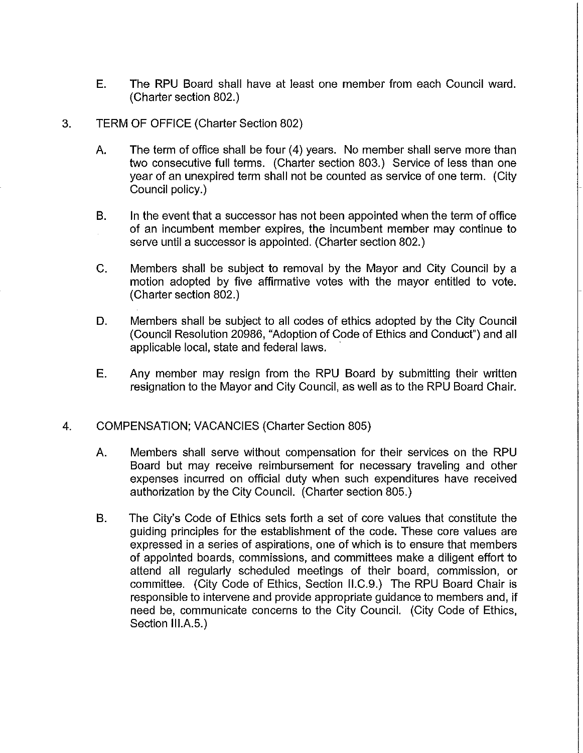E. The RPU Board shall have at least one member from each Council ward. (Charter section 802.)

3. TERM OF OFFICE (Charter Section 802)

   A. The term of office shall be four (4) years. No member shall serve more than two consecutive full terms. (Charter section 803.) Service of less than one year of an unexpired term shall not be counted as service of one term. (City Council policy.)

   B. In the event that a successor has not been appointed when the term of office of an incumbent member expires, the incumbent member may continue to serve until a successor is appointed. (Charter section 802.)

   C. Members shall be subject to removal by the Mayor and City Council by a motion adopted by five affirmative votes with the mayor entitled to vote. (Charter section 802.)

   D. Members shall be subject to all codes of ethics adopted by the City Council (Council Resolution 20986, "Adoption of Code of Ethics and Conduct") and all applicable local, state and federal laws.

   E. Any member may resign from the RPU Board by submitting their written resignation to the Mayor and City Council, as well as to the RPU Board Chair.

4. COMPENSATION; VACANCIES (Charter Section 805)

   A. Members shall serve without compensation for their services on the RPU Board but may receive reimbursement for necessary traveling and other expenses incurred on official duty when such expenditures have received authorization by the City Council. (Charter section 805.)

   B. The City's Code of Ethics sets forth a set of core values that constitute the guiding principles for the establishment of the code. These core values are expressed in a series of aspirations, one of which is to ensure that members of appointed boards, commissions, and committees make a diligent effort to attend all regularly scheduled meetings of their board, commission, or committee. (City Code of Ethics, Section II.C.9.) The RPU Board Chair is responsible to intervene and provide appropriate guidance to members and, if need be, communicate concerns to the City Council. (City Code of Ethics, Section III.A.5.)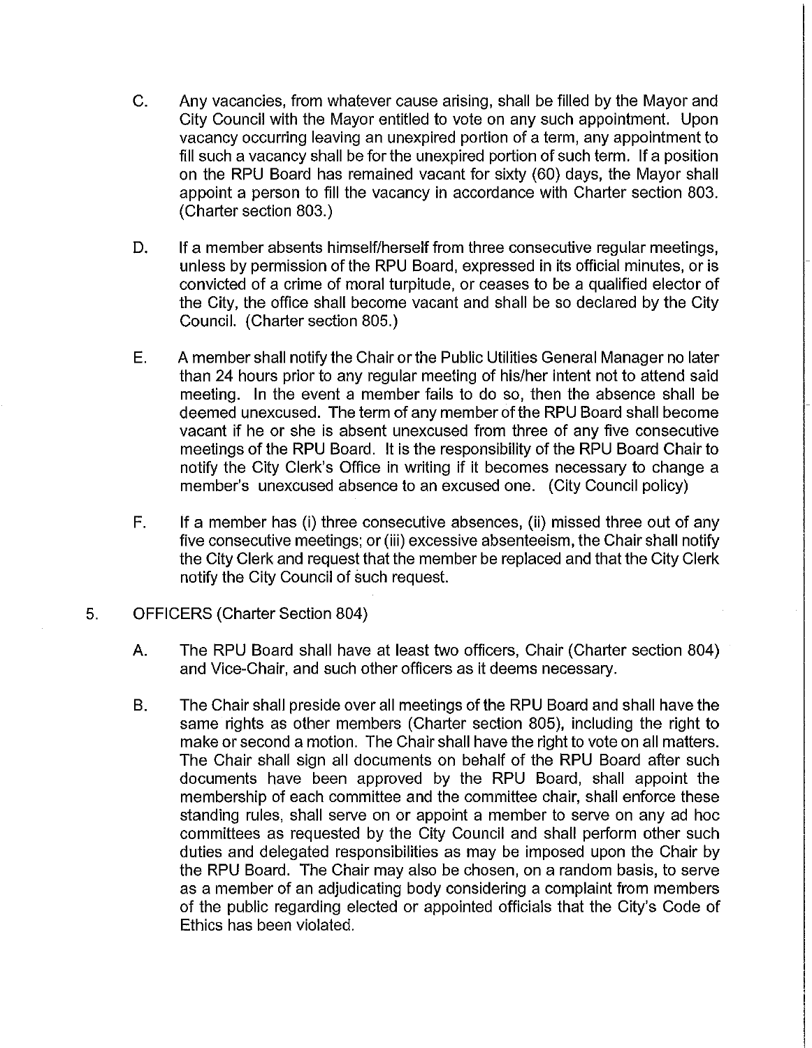C. Any vacancies, from whatever cause arising, shall be filled by the Mayor and City Council with the Mayor entitled to vote on any such appointment. Upon vacancy occurring leaving an unexpired portion of a term, any appointment to fill such a vacancy shall be for the unexpired portion of such term. If a position on the RPU Board has remained vacant for sixty (60) days, the Mayor shall appoint a person to fill the vacancy in accordance with Charter section 803. (Charter section 803.)

D. If a member absents himself/herself from three consecutive regular meetings, unless by permission of the RPU Board, expressed in its official minutes, or is convicted of a crime of moral turpitude, or ceases to be a qualified elector of the City, the office shall become vacant and shall be so declared by the City Council. (Charter section 805.)

E. A member shall notify the Chair or the Public Utilities General Manager no later than 24 hours prior to any regular meeting of his/her intent not to attend said meeting. In the event a member fails to do so, then the absence shall be deemed unexcused. The term of any member of the RPU Board shall become vacant if he or she is absent unexcused from three of any five consecutive meetings of the RPU Board. It is the responsibility of the RPU Board Chair to notify the City Clerk's Office in writing if it becomes necessary to change a member's unexcused absence to an excused one. (City Council policy)

F. If a member has (i) three consecutive absences, (ii) missed three out of any five consecutive meetings; or (iii) excessive absenteeism, the Chair shall notify the City Clerk and request that the member be replaced and that the City Clerk notify the City Council of such request.

5. OFFICERS (Charter Section 804)

A. The RPU Board shall have at least two officers, Chair (Charter section 804) and Vice-Chair, and such other officers as it deems necessary.

B. The Chair shall preside over all meetings of the RPU Board and shall have the same rights as other members (Charter section 805), including the right to make or second a motion. The Chair shall have the right to vote on all matters. The Chair shall sign all documents on behalf of the RPU Board after such documents have been approved by the RPU Board, shall appoint the membership of each committee and the committee chair, shall enforce these standing rules, shall serve on or appoint a member to serve on any ad hoc committees as requested by the City Council and shall perform other such duties and delegated responsibilities as may be imposed upon the Chair by the RPU Board. The Chair may also be chosen, on a random basis, to serve as a member of an adjudicating body considering a complaint from members of the public regarding elected or appointed officials that the City's Code of Ethics has been violated.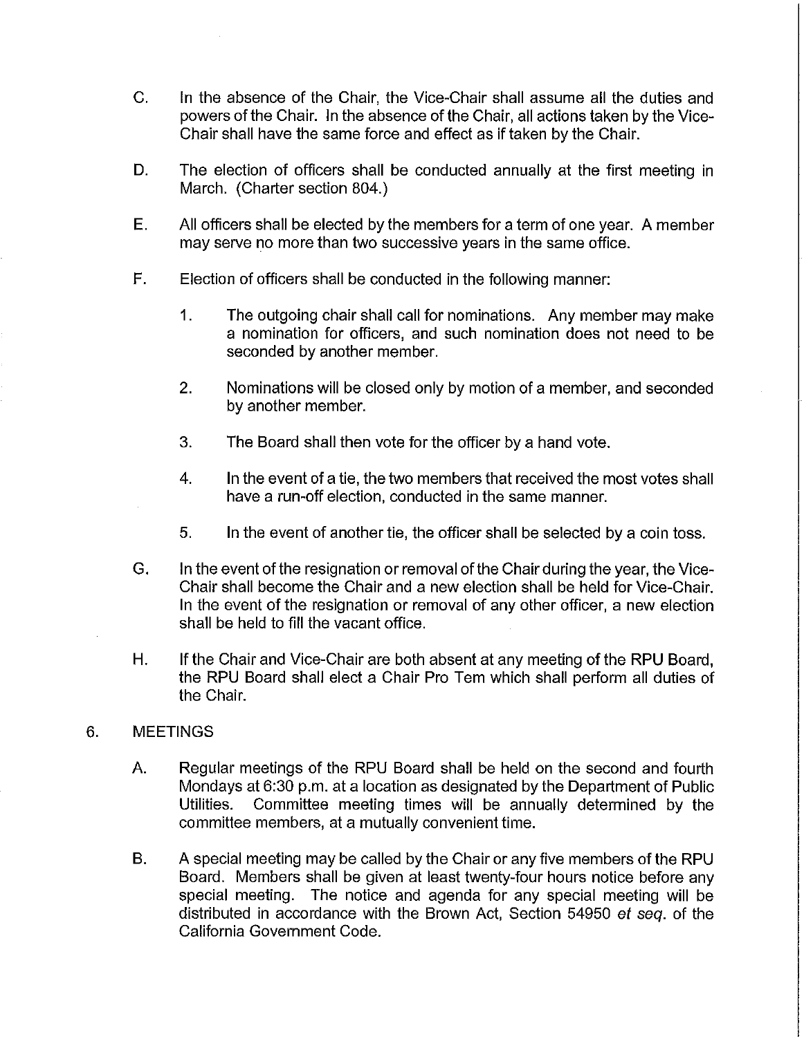C. In the absence of the Chair, the Vice-Chair shall assume all the duties and powers of the Chair. In the absence of the Chair, all actions taken by the Vice-Chair shall have the same force and effect as if taken by the Chair.

D. The election of officers shall be conducted annually at the first meeting in March. (Charter section 804.)

E. All officers shall be elected by the members for a term of one year. A member may serve no more than two successive years in the same office.

F. Election of officers shall be conducted in the following manner:

   1. The outgoing chair shall call for nominations. Any member may make a nomination for officers, and such nomination does not need to be seconded by another member.

   2. Nominations will be closed only by motion of a member, and seconded by another member.

   3. The Board shall then vote for the officer by a hand vote.

   4. In the event of a tie, the two members that received the most votes shall have a run-off election, conducted in the same manner.

   5. In the event of another tie, the officer shall be selected by a coin toss.

G. In the event of the resignation or removal of the Chair during the year, the Vice-Chair shall become the Chair and a new election shall be held for Vice-Chair. In the event of the resignation or removal of any other officer, a new election shall be held to fill the vacant office.

H. If the Chair and Vice-Chair are both absent at any meeting of the RPU Board, the RPU Board shall elect a Chair Pro Tem which shall perform all duties of the Chair.

6. MEETINGS

A. Regular meetings of the RPU Board shall be held on the second and fourth Mondays at 6:30 p.m. at a location as designated by the Department of Public Utilities. Committee meeting times will be annually determined by the committee members, at a mutually convenient time.

B. A special meeting may be called by the Chair or any five members of the RPU Board. Members shall be given at least twenty-four hours notice before any special meeting. The notice and agenda for any special meeting will be distributed in accordance with the Brown Act, Section 54950 *et seq.* of the California Government Code.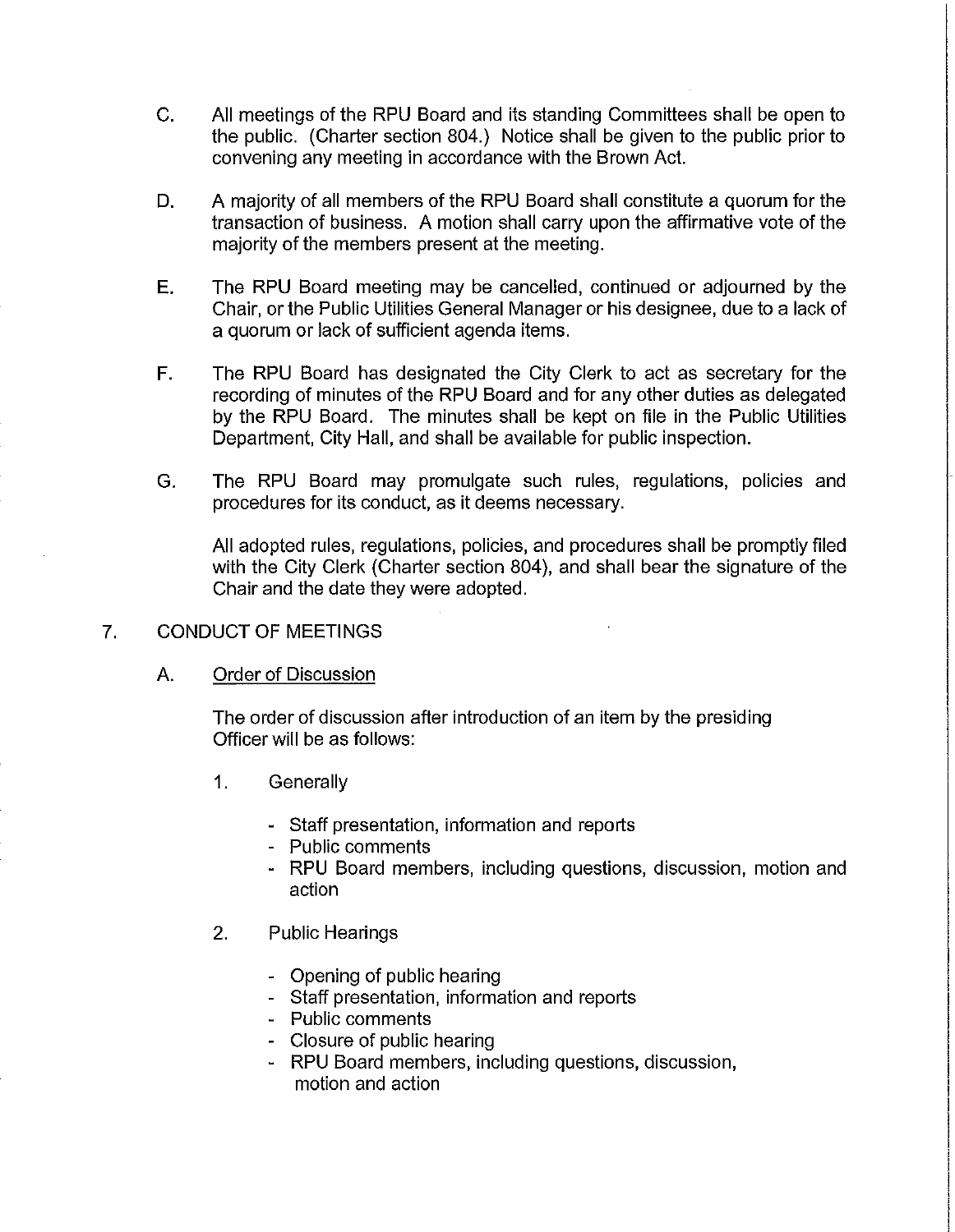C. All meetings of the RPU Board and its standing Committees shall be open to the public. (Charter section 804.) Notice shall be given to the public prior to convening any meeting in accordance with the Brown Act.

D. A majority of all members of the RPU Board shall constitute a quorum for the transaction of business. A motion shall carry upon the affirmative vote of the majority of the members present at the meeting.

E. The RPU Board meeting may be cancelled, continued or adjourned by the Chair, or the Public Utilities General Manager or his designee, due to a lack of a quorum or lack of sufficient agenda items.

F. The RPU Board has designated the City Clerk to act as secretary for the recording of minutes of the RPU Board and for any other duties as delegated by the RPU Board. The minutes shall be kept on file in the Public Utilities Department, City Hall, and shall be available for public inspection.

G. The RPU Board may promulgate such rules, regulations, policies and procedures for its conduct, as it deems necessary.

All adopted rules, regulations, policies, and procedures shall be promptly filed with the City Clerk (Charter section 804), and shall bear the signature of the Chair and the date they were adopted.

## 7. CONDUCT OF MEETINGS

### A. Order of Discussion

The order of discussion after introduction of an item by the presiding Officer will be as follows:

1. Generally

   - Staff presentation, information and reports
   - Public comments
   - RPU Board members, including questions, discussion, motion and action

2. Public Hearings

   - Opening of public hearing
   - Staff presentation, information and reports
   - Public comments
   - Closure of public hearing
   - RPU Board members, including questions, discussion, motion and action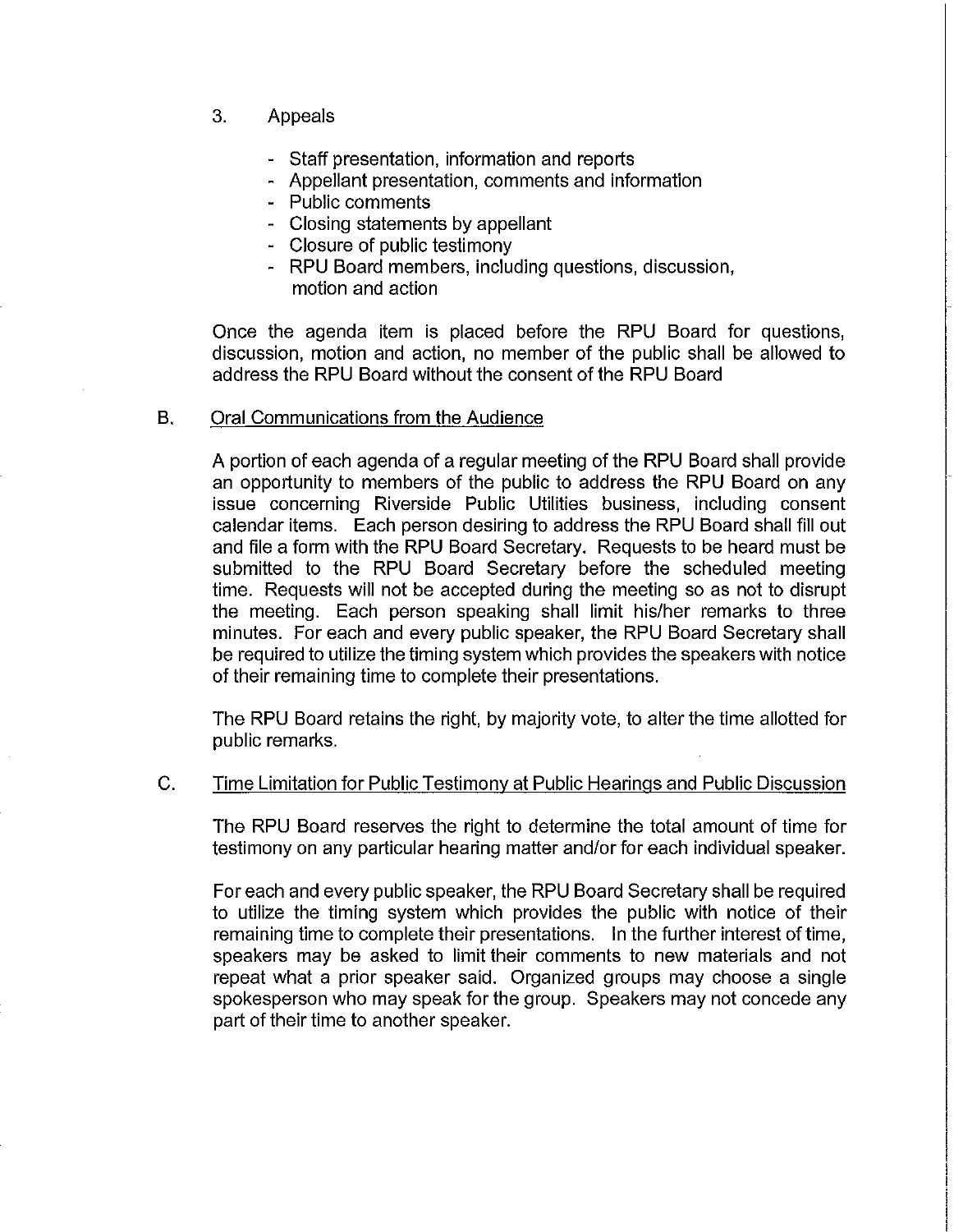3. Appeals

   - Staff presentation, information and reports
   - Appellant presentation, comments and information
   - Public comments
   - Closing statements by appellant
   - Closure of public testimony
   - RPU Board members, including questions, discussion, motion and action

   Once the agenda item is placed before the RPU Board for questions, discussion, motion and action, no member of the public shall be allowed to address the RPU Board without the consent of the RPU Board

B. <u>Oral Communications from the Audience</u>

A portion of each agenda of a regular meeting of the RPU Board shall provide an opportunity to members of the public to address the RPU Board on any issue concerning Riverside Public Utilities business, including consent calendar items. Each person desiring to address the RPU Board shall fill out and file a form with the RPU Board Secretary. Requests to be heard must be submitted to the RPU Board Secretary before the scheduled meeting time. Requests will not be accepted during the meeting so as not to disrupt the meeting. Each person speaking shall limit his/her remarks to three minutes. For each and every public speaker, the RPU Board Secretary shall be required to utilize the timing system which provides the speakers with notice of their remaining time to complete their presentations.

The RPU Board retains the right, by majority vote, to alter the time allotted for public remarks.

C. <u>Time Limitation for Public Testimony at Public Hearings and Public Discussion</u>

The RPU Board reserves the right to determine the total amount of time for testimony on any particular hearing matter and/or for each individual speaker.

For each and every public speaker, the RPU Board Secretary shall be required to utilize the timing system which provides the public with notice of their remaining time to complete their presentations. In the further interest of time, speakers may be asked to limit their comments to new materials and not repeat what a prior speaker said. Organized groups may choose a single spokesperson who may speak for the group. Speakers may not concede any part of their time to another speaker.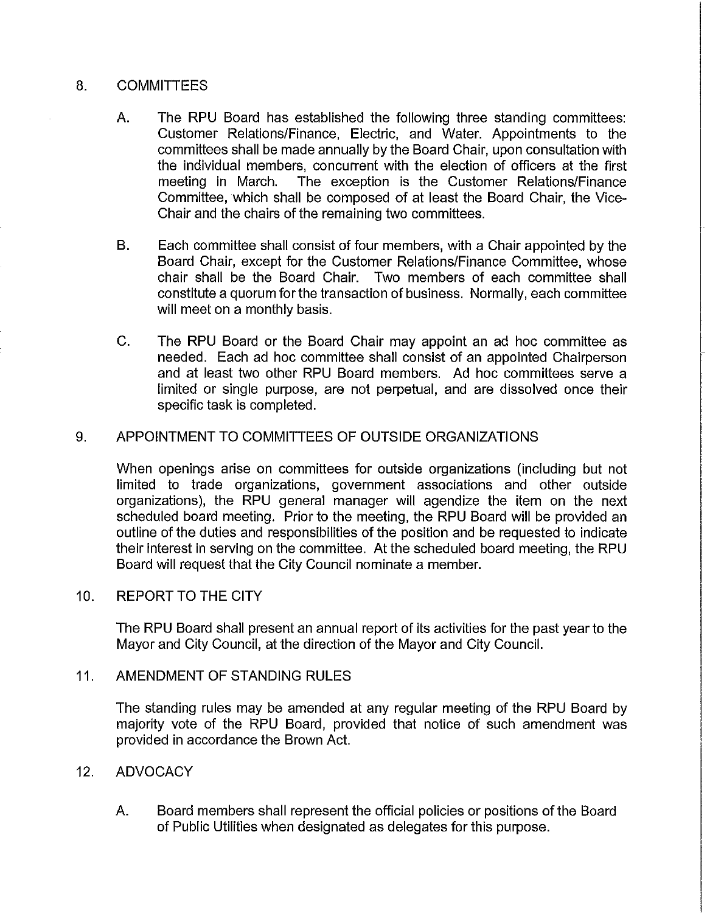## 8. COMMITTEES

A. The RPU Board has established the following three standing committees: Customer Relations/Finance, Electric, and Water. Appointments to the committees shall be made annually by the Board Chair, upon consultation with the individual members, concurrent with the election of officers at the first meeting in March. The exception is the Customer Relations/Finance Committee, which shall be composed of at least the Board Chair, the Vice-Chair and the chairs of the remaining two committees.

B. Each committee shall consist of four members, with a Chair appointed by the Board Chair, except for the Customer Relations/Finance Committee, whose chair shall be the Board Chair. Two members of each committee shall constitute a quorum for the transaction of business. Normally, each committee will meet on a monthly basis.

C. The RPU Board or the Board Chair may appoint an ad hoc committee as needed. Each ad hoc committee shall consist of an appointed Chairperson and at least two other RPU Board members. Ad hoc committees serve a limited or single purpose, are not perpetual, and are dissolved once their specific task is completed.

## 9. APPOINTMENT TO COMMITTEES OF OUTSIDE ORGANIZATIONS

When openings arise on committees for outside organizations (including but not limited to trade organizations, government associations and other outside organizations), the RPU general manager will agendize the item on the next scheduled board meeting. Prior to the meeting, the RPU Board will be provided an outline of the duties and responsibilities of the position and be requested to indicate their interest in serving on the committee. At the scheduled board meeting, the RPU Board will request that the City Council nominate a member.

## 10. REPORT TO THE CITY

The RPU Board shall present an annual report of its activities for the past year to the Mayor and City Council, at the direction of the Mayor and City Council.

## 11. AMENDMENT OF STANDING RULES

The standing rules may be amended at any regular meeting of the RPU Board by majority vote of the RPU Board, provided that notice of such amendment was provided in accordance the Brown Act.

## 12. ADVOCACY

A. Board members shall represent the official policies or positions of the Board of Public Utilities when designated as delegates for this purpose.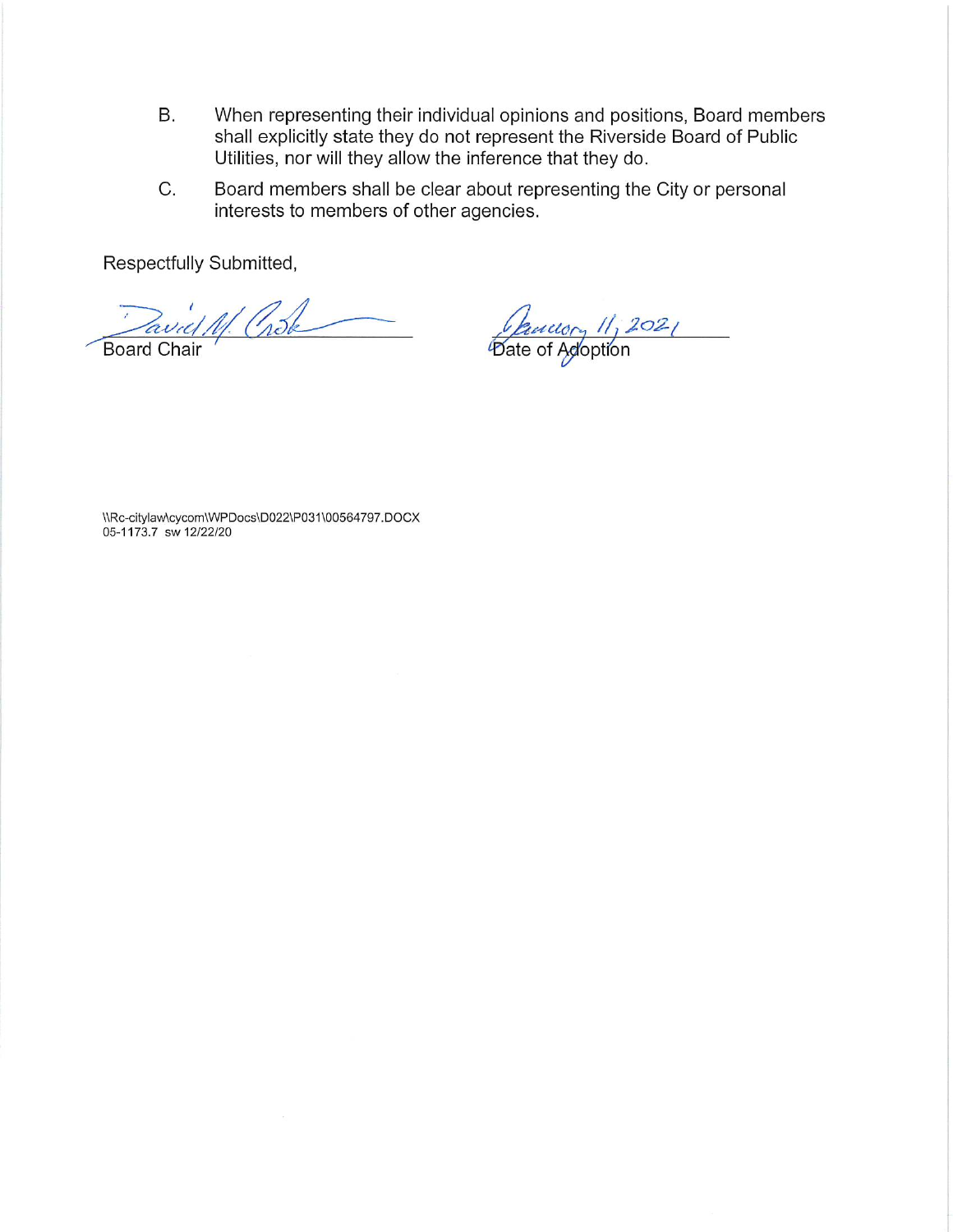B. When representing their individual opinions and positions, Board members shall explicitly state they do not represent the Riverside Board of Public Utilities, nor will they allow the inference that they do.

C. Board members shall be clear about representing the City or personal interests to members of other agencies.

Respectfully Submitted,

David M. Crohn
Board Chair

January 11, 2021
Date of Adoption

\\Rc-citylaw\cycom\WPDocs\D022\P031\00564797.DOCX
05-1173.7 sw 12/22/20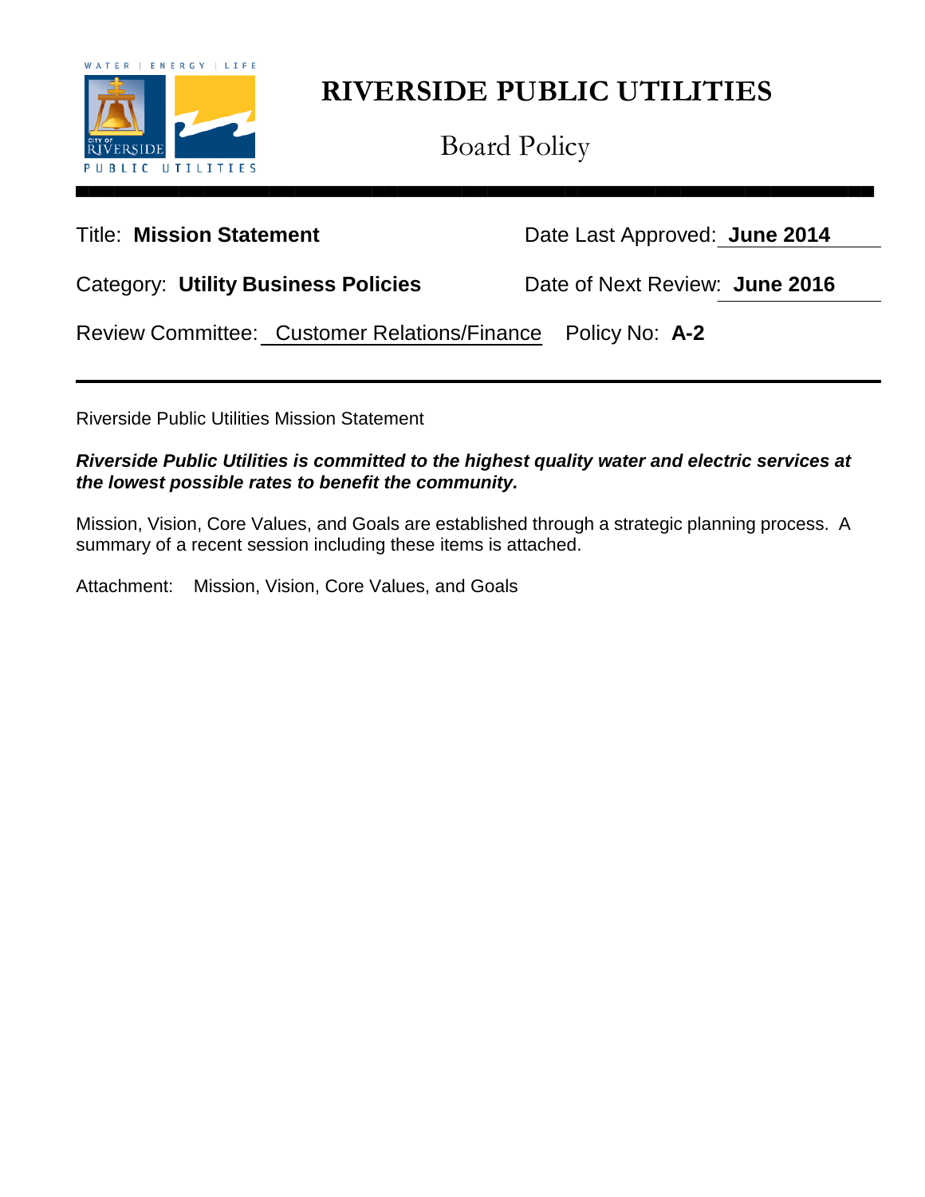# RIVERSIDE PUBLIC UTILITIES

## Board Policy

Title: **Mission Statement**

Date Last Approved: **June 2014**

Category: **Utility Business Policies**

Date of Next Review: **June 2016**

Review Committee: Customer Relations/Finance

Policy No: **A-2**

---

Riverside Public Utilities Mission Statement

***Riverside Public Utilities is committed to the highest quality water and electric services at the lowest possible rates to benefit the community.***

Mission, Vision, Core Values, and Goals are established through a strategic planning process. A summary of a recent session including these items is attached.

Attachment: Mission, Vision, Core Values, and Goals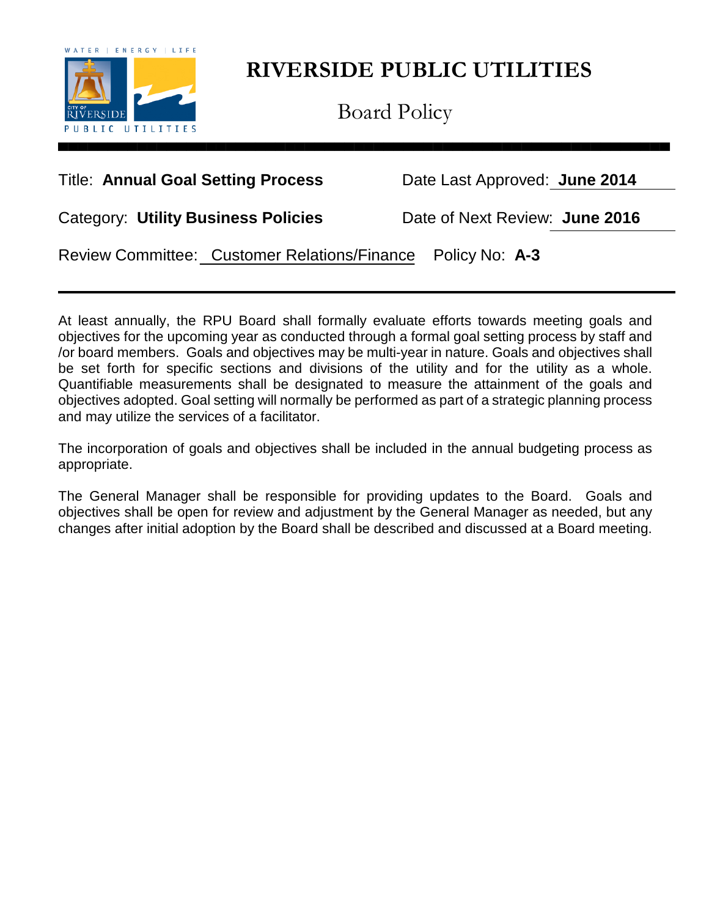# RIVERSIDE PUBLIC UTILITIES

## Board Policy

Title: **Annual Goal Setting Process**

Date Last Approved: **June 2014**

Category: **Utility Business Policies**

Date of Next Review: **June 2016**

Review Committee: Customer Relations/Finance

Policy No: **A-3**

---

At least annually, the RPU Board shall formally evaluate efforts towards meeting goals and objectives for the upcoming year as conducted through a formal goal setting process by staff and /or board members. Goals and objectives may be multi-year in nature. Goals and objectives shall be set forth for specific sections and divisions of the utility and for the utility as a whole. Quantifiable measurements shall be designated to measure the attainment of the goals and objectives adopted. Goal setting will normally be performed as part of a strategic planning process and may utilize the services of a facilitator.

The incorporation of goals and objectives shall be included in the annual budgeting process as appropriate.

The General Manager shall be responsible for providing updates to the Board. Goals and objectives shall be open for review and adjustment by the General Manager as needed, but any changes after initial adoption by the Board shall be described and discussed at a Board meeting.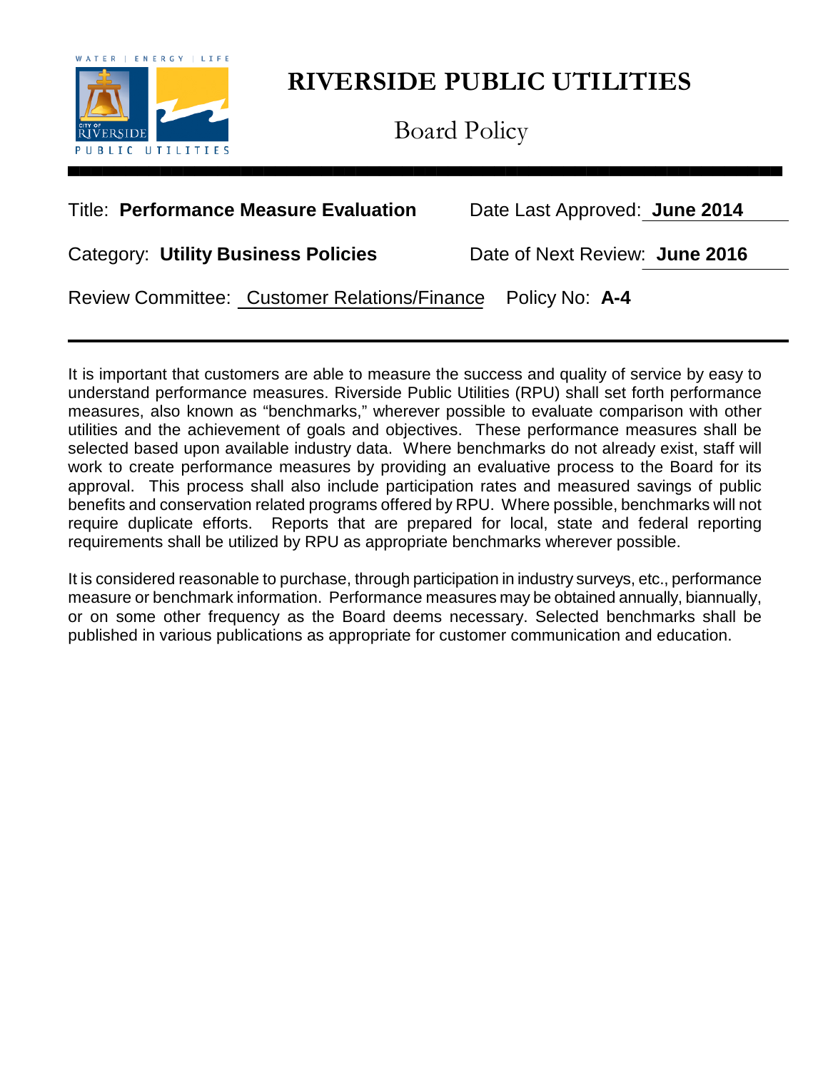# RIVERSIDE PUBLIC UTILITIES

## Board Policy

Title: **Performance Measure Evaluation** Date Last Approved: **June 2014**

Category: **Utility Business Policies** Date of Next Review: **June 2016**

Review Committee: Customer Relations/Finance Policy No: **A-4**

---

It is important that customers are able to measure the success and quality of service by easy to understand performance measures. Riverside Public Utilities (RPU) shall set forth performance measures, also known as "benchmarks," wherever possible to evaluate comparison with other utilities and the achievement of goals and objectives. These performance measures shall be selected based upon available industry data. Where benchmarks do not already exist, staff will work to create performance measures by providing an evaluative process to the Board for its approval. This process shall also include participation rates and measured savings of public benefits and conservation related programs offered by RPU. Where possible, benchmarks will not require duplicate efforts. Reports that are prepared for local, state and federal reporting requirements shall be utilized by RPU as appropriate benchmarks wherever possible.

It is considered reasonable to purchase, through participation in industry surveys, etc., performance measure or benchmark information. Performance measures may be obtained annually, biannually, or on some other frequency as the Board deems necessary. Selected benchmarks shall be published in various publications as appropriate for customer communication and education.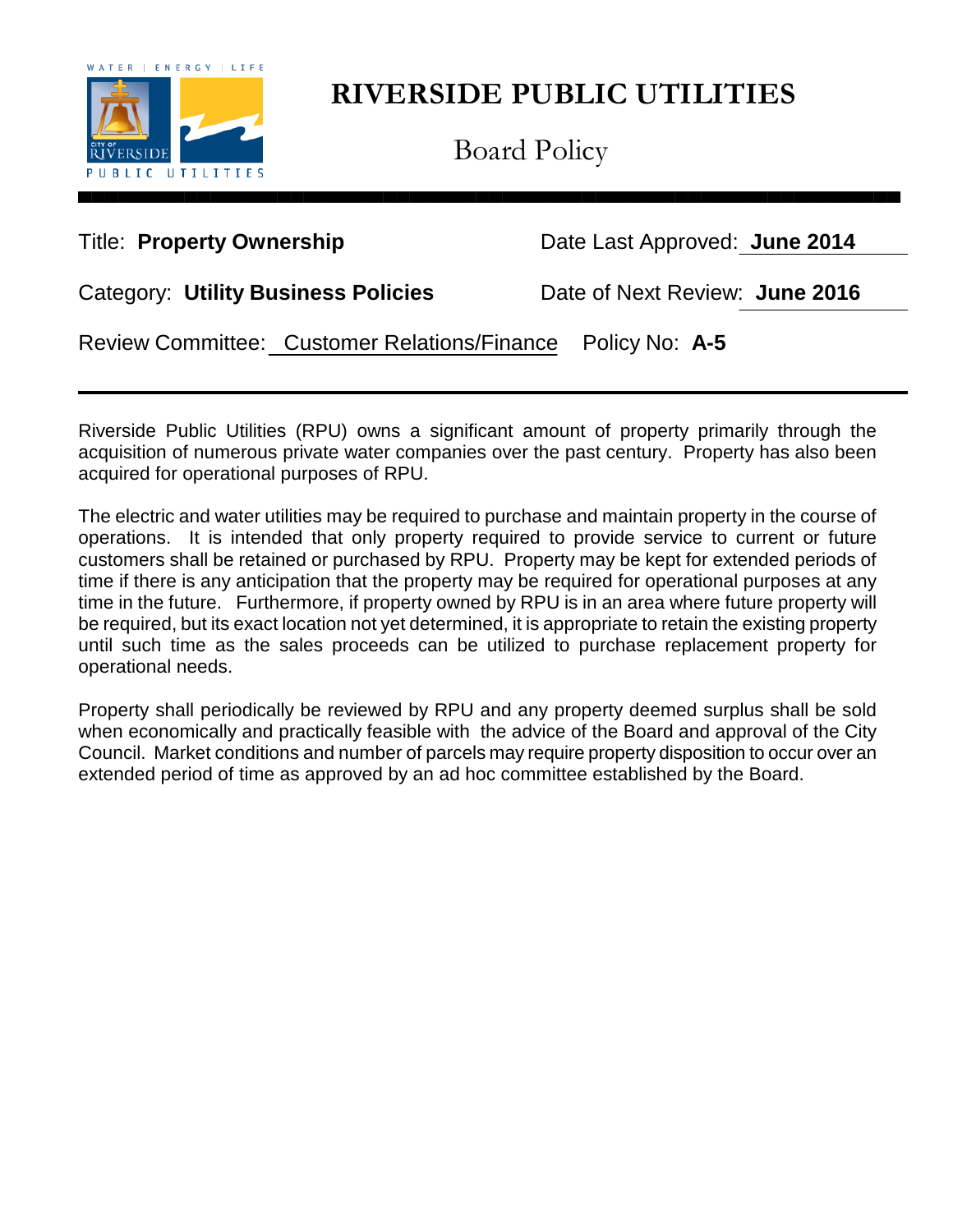# RIVERSIDE PUBLIC UTILITIES

## Board Policy

| | |
|---|---|
| Title: **Property Ownership** | Date Last Approved: **June 2014** |
| Category: **Utility Business Policies** | Date of Next Review: **June 2016** |
| Review Committee: Customer Relations/Finance | Policy No: **A-5** |

Riverside Public Utilities (RPU) owns a significant amount of property primarily through the acquisition of numerous private water companies over the past century. Property has also been acquired for operational purposes of RPU.

The electric and water utilities may be required to purchase and maintain property in the course of operations. It is intended that only property required to provide service to current or future customers shall be retained or purchased by RPU. Property may be kept for extended periods of time if there is any anticipation that the property may be required for operational purposes at any time in the future. Furthermore, if property owned by RPU is in an area where future property will be required, but its exact location not yet determined, it is appropriate to retain the existing property until such time as the sales proceeds can be utilized to purchase replacement property for operational needs.

Property shall periodically be reviewed by RPU and any property deemed surplus shall be sold when economically and practically feasible with the advice of the Board and approval of the City Council. Market conditions and number of parcels may require property disposition to occur over an extended period of time as approved by an ad hoc committee established by the Board.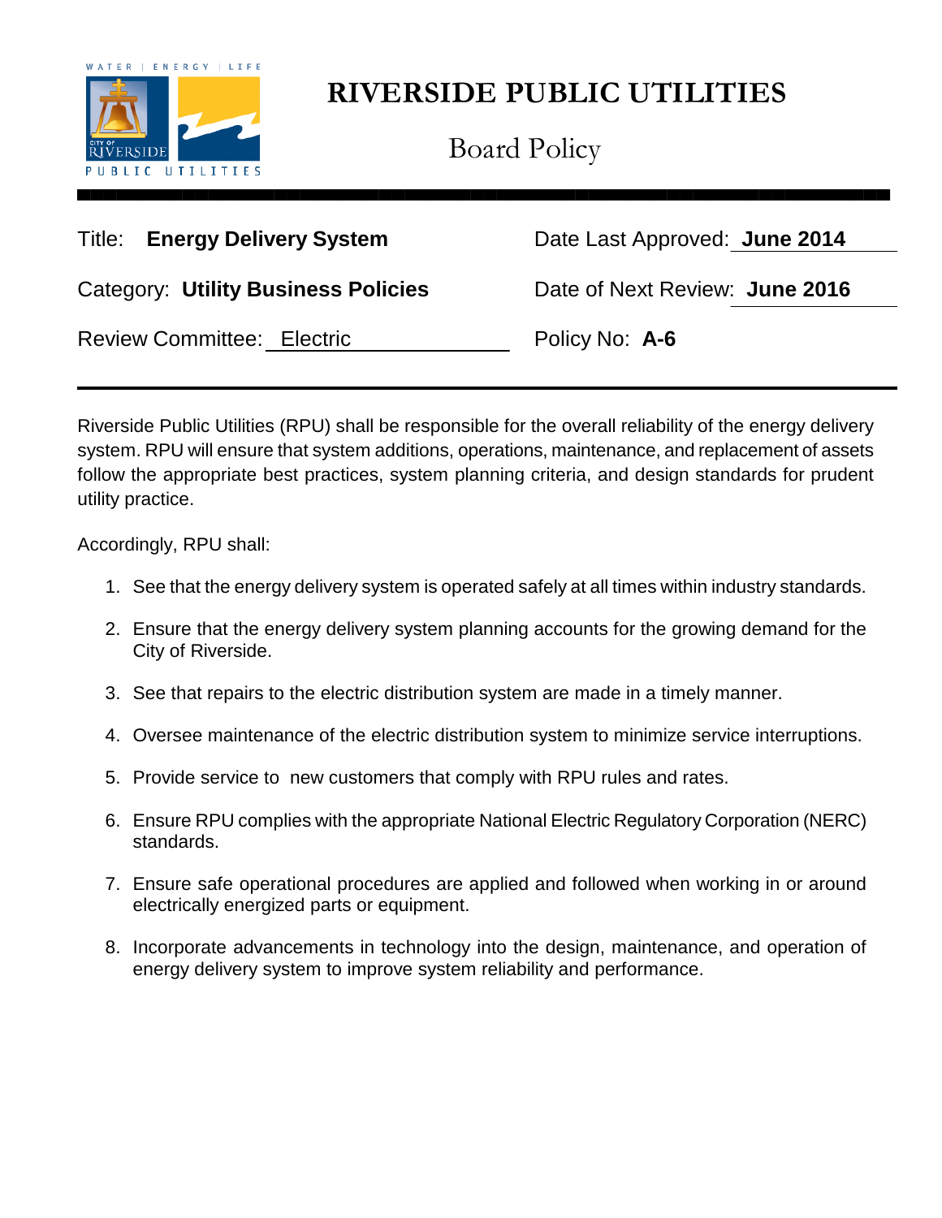# RIVERSIDE PUBLIC UTILITIES

## Board Policy

| | |
|---|---|
| Title: **Energy Delivery System** | Date Last Approved: **June 2014** |
| Category: **Utility Business Policies** | Date of Next Review: **June 2016** |
| Review Committee: Electric | Policy No: **A-6** |

Riverside Public Utilities (RPU) shall be responsible for the overall reliability of the energy delivery system. RPU will ensure that system additions, operations, maintenance, and replacement of assets follow the appropriate best practices, system planning criteria, and design standards for prudent utility practice.

Accordingly, RPU shall:

1. See that the energy delivery system is operated safely at all times within industry standards.
2. Ensure that the energy delivery system planning accounts for the growing demand for the City of Riverside.
3. See that repairs to the electric distribution system are made in a timely manner.
4. Oversee maintenance of the electric distribution system to minimize service interruptions.
5. Provide service to new customers that comply with RPU rules and rates.
6. Ensure RPU complies with the appropriate National Electric Regulatory Corporation (NERC) standards.
7. Ensure safe operational procedures are applied and followed when working in or around electrically energized parts or equipment.
8. Incorporate advancements in technology into the design, maintenance, and operation of energy delivery system to improve system reliability and performance.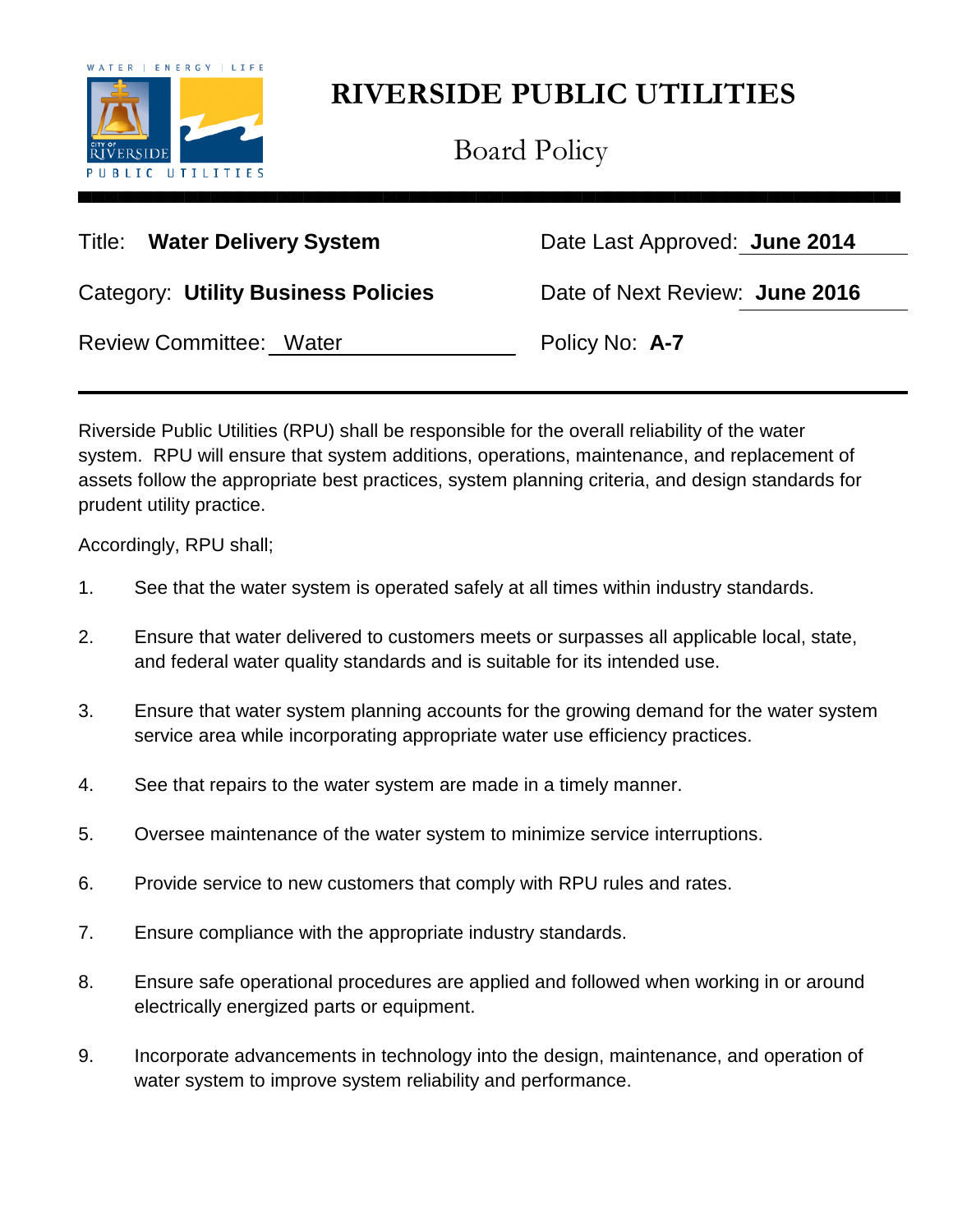# RIVERSIDE PUBLIC UTILITIES

## Board Policy

Title: **Water Delivery System**

Date Last Approved: **June 2014**

Category: **Utility Business Policies**

Date of Next Review: **June 2016**

Review Committee: Water

Policy No: **A-7**

---

Riverside Public Utilities (RPU) shall be responsible for the overall reliability of the water system. RPU will ensure that system additions, operations, maintenance, and replacement of assets follow the appropriate best practices, system planning criteria, and design standards for prudent utility practice.

Accordingly, RPU shall;

1. See that the water system is operated safely at all times within industry standards.
2. Ensure that water delivered to customers meets or surpasses all applicable local, state, and federal water quality standards and is suitable for its intended use.
3. Ensure that water system planning accounts for the growing demand for the water system service area while incorporating appropriate water use efficiency practices.
4. See that repairs to the water system are made in a timely manner.
5. Oversee maintenance of the water system to minimize service interruptions.
6. Provide service to new customers that comply with RPU rules and rates.
7. Ensure compliance with the appropriate industry standards.
8. Ensure safe operational procedures are applied and followed when working in or around electrically energized parts or equipment.
9. Incorporate advancements in technology into the design, maintenance, and operation of water system to improve system reliability and performance.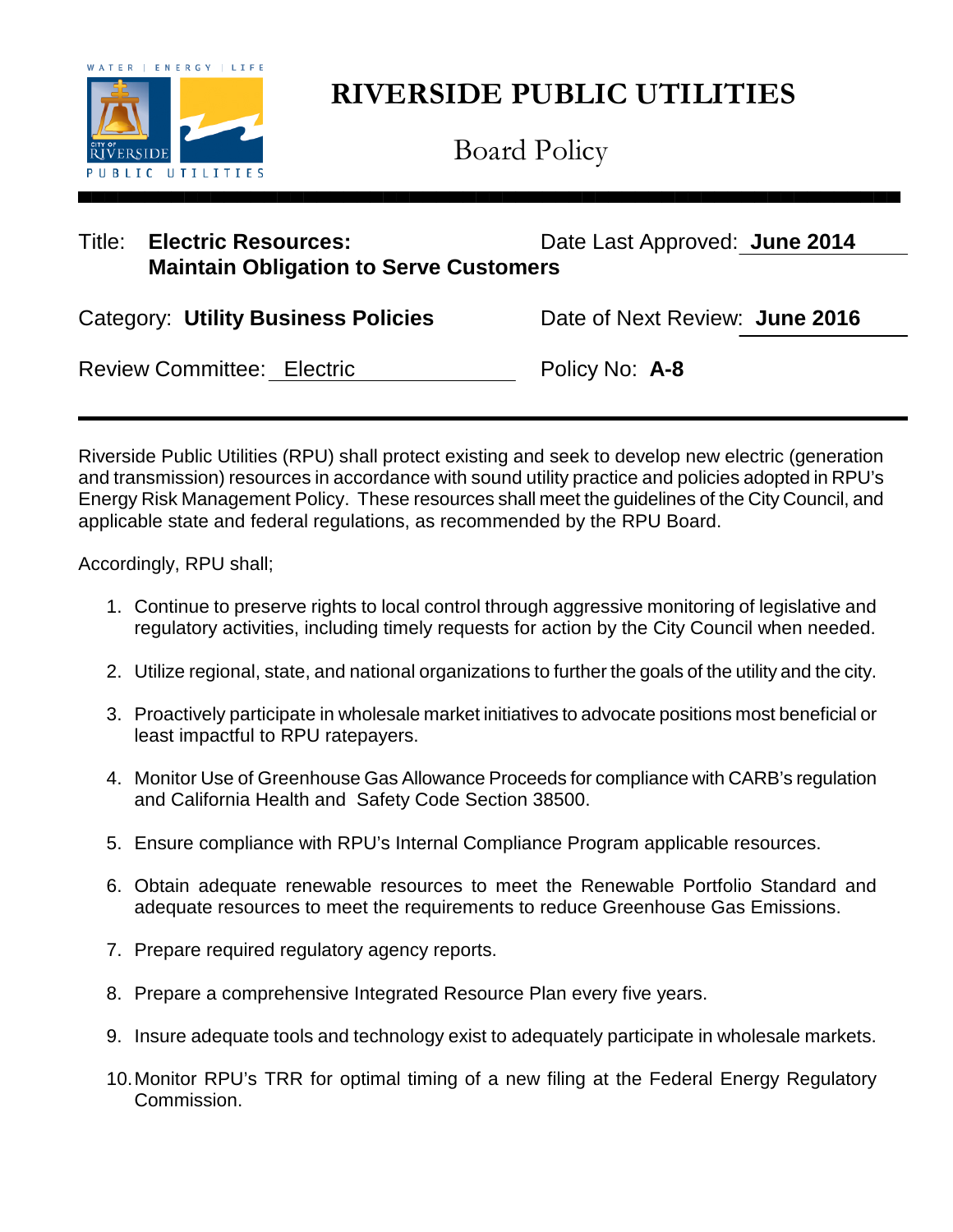# RIVERSIDE PUBLIC UTILITIES

Board Policy

Title: **Electric Resources: Maintain Obligation to Serve Customers**

Date Last Approved: **June 2014**

Category: **Utility Business Policies**

Date of Next Review: **June 2016**

Review Committee: Electric

Policy No: **A-8**

---

Riverside Public Utilities (RPU) shall protect existing and seek to develop new electric (generation and transmission) resources in accordance with sound utility practice and policies adopted in RPU's Energy Risk Management Policy. These resources shall meet the guidelines of the City Council, and applicable state and federal regulations, as recommended by the RPU Board.

Accordingly, RPU shall;

1. Continue to preserve rights to local control through aggressive monitoring of legislative and regulatory activities, including timely requests for action by the City Council when needed.
2. Utilize regional, state, and national organizations to further the goals of the utility and the city.
3. Proactively participate in wholesale market initiatives to advocate positions most beneficial or least impactful to RPU ratepayers.
4. Monitor Use of Greenhouse Gas Allowance Proceeds for compliance with CARB's regulation and California Health and Safety Code Section 38500.
5. Ensure compliance with RPU's Internal Compliance Program applicable resources.
6. Obtain adequate renewable resources to meet the Renewable Portfolio Standard and adequate resources to meet the requirements to reduce Greenhouse Gas Emissions.
7. Prepare required regulatory agency reports.
8. Prepare a comprehensive Integrated Resource Plan every five years.
9. Insure adequate tools and technology exist to adequately participate in wholesale markets.
10. Monitor RPU's TRR for optimal timing of a new filing at the Federal Energy Regulatory Commission.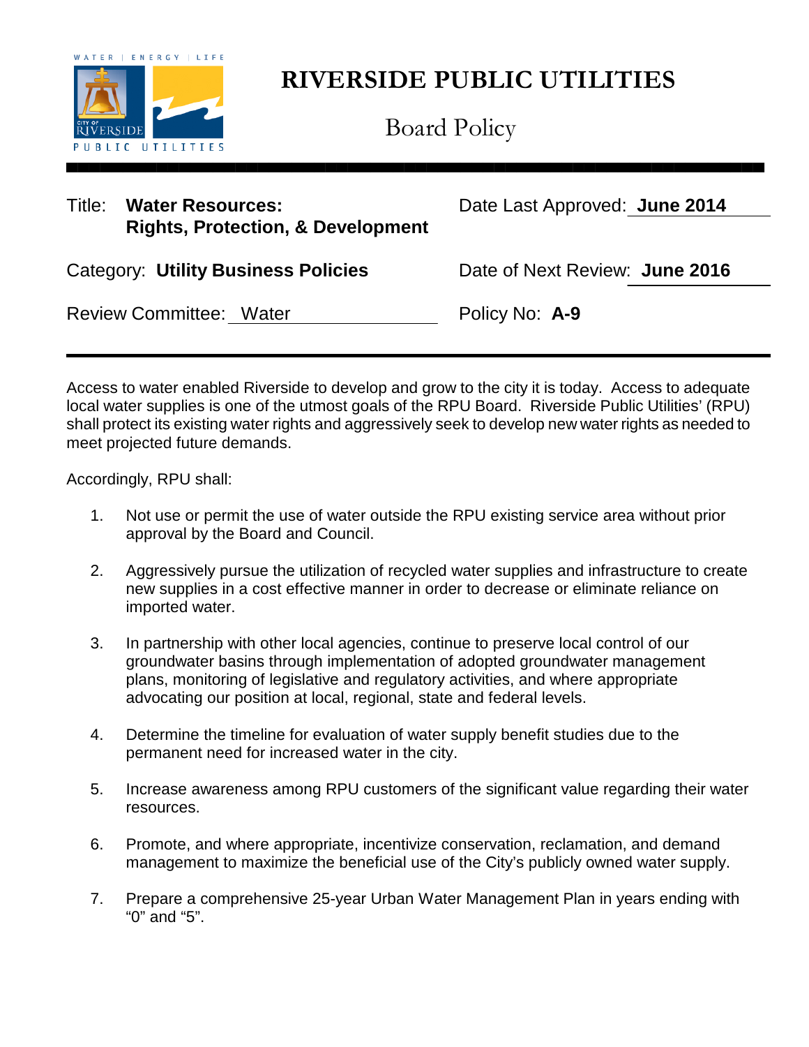# RIVERSIDE PUBLIC UTILITIES

Board Policy

Title: **Water Resources: Rights, Protection, & Development**

Date Last Approved: **June 2014**

Category: **Utility Business Policies**

Date of Next Review: **June 2016**

Review Committee: Water

Policy No: **A-9**

---

Access to water enabled Riverside to develop and grow to the city it is today. Access to adequate local water supplies is one of the utmost goals of the RPU Board. Riverside Public Utilities' (RPU) shall protect its existing water rights and aggressively seek to develop new water rights as needed to meet projected future demands.

Accordingly, RPU shall:

1. Not use or permit the use of water outside the RPU existing service area without prior approval by the Board and Council.

2. Aggressively pursue the utilization of recycled water supplies and infrastructure to create new supplies in a cost effective manner in order to decrease or eliminate reliance on imported water.

3. In partnership with other local agencies, continue to preserve local control of our groundwater basins through implementation of adopted groundwater management plans, monitoring of legislative and regulatory activities, and where appropriate advocating our position at local, regional, state and federal levels.

4. Determine the timeline for evaluation of water supply benefit studies due to the permanent need for increased water in the city.

5. Increase awareness among RPU customers of the significant value regarding their water resources.

6. Promote, and where appropriate, incentivize conservation, reclamation, and demand management to maximize the beneficial use of the City's publicly owned water supply.

7. Prepare a comprehensive 25-year Urban Water Management Plan in years ending with "0" and "5".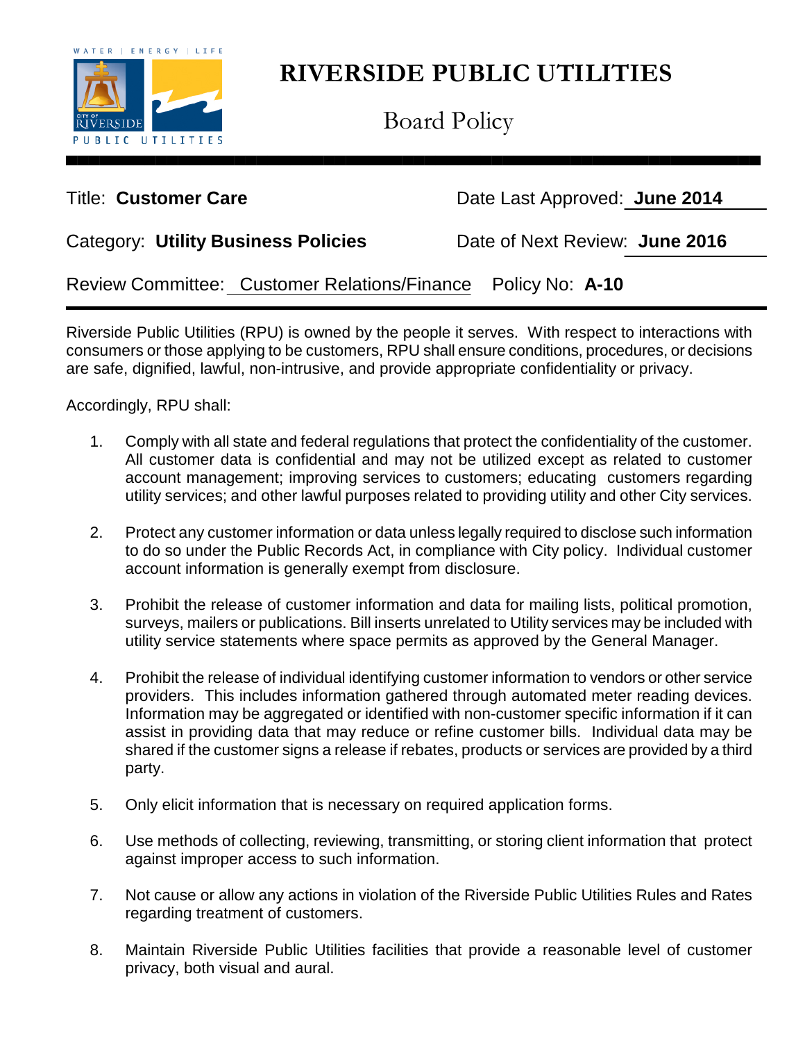# RIVERSIDE PUBLIC UTILITIES

## Board Policy

Title: **Customer Care**

Date Last Approved: **June 2014**

Category: **Utility Business Policies**

Date of Next Review: **June 2016**

Review Committee: Customer Relations/Finance

Policy No: **A-10**

---

Riverside Public Utilities (RPU) is owned by the people it serves. With respect to interactions with consumers or those applying to be customers, RPU shall ensure conditions, procedures, or decisions are safe, dignified, lawful, non-intrusive, and provide appropriate confidentiality or privacy.

Accordingly, RPU shall:

1. Comply with all state and federal regulations that protect the confidentiality of the customer. All customer data is confidential and may not be utilized except as related to customer account management; improving services to customers; educating customers regarding utility services; and other lawful purposes related to providing utility and other City services.

2. Protect any customer information or data unless legally required to disclose such information to do so under the Public Records Act, in compliance with City policy. Individual customer account information is generally exempt from disclosure.

3. Prohibit the release of customer information and data for mailing lists, political promotion, surveys, mailers or publications. Bill inserts unrelated to Utility services may be included with utility service statements where space permits as approved by the General Manager.

4. Prohibit the release of individual identifying customer information to vendors or other service providers. This includes information gathered through automated meter reading devices. Information may be aggregated or identified with non-customer specific information if it can assist in providing data that may reduce or refine customer bills. Individual data may be shared if the customer signs a release if rebates, products or services are provided by a third party.

5. Only elicit information that is necessary on required application forms.

6. Use methods of collecting, reviewing, transmitting, or storing client information that protect against improper access to such information.

7. Not cause or allow any actions in violation of the Riverside Public Utilities Rules and Rates regarding treatment of customers.

8. Maintain Riverside Public Utilities facilities that provide a reasonable level of customer privacy, both visual and aural.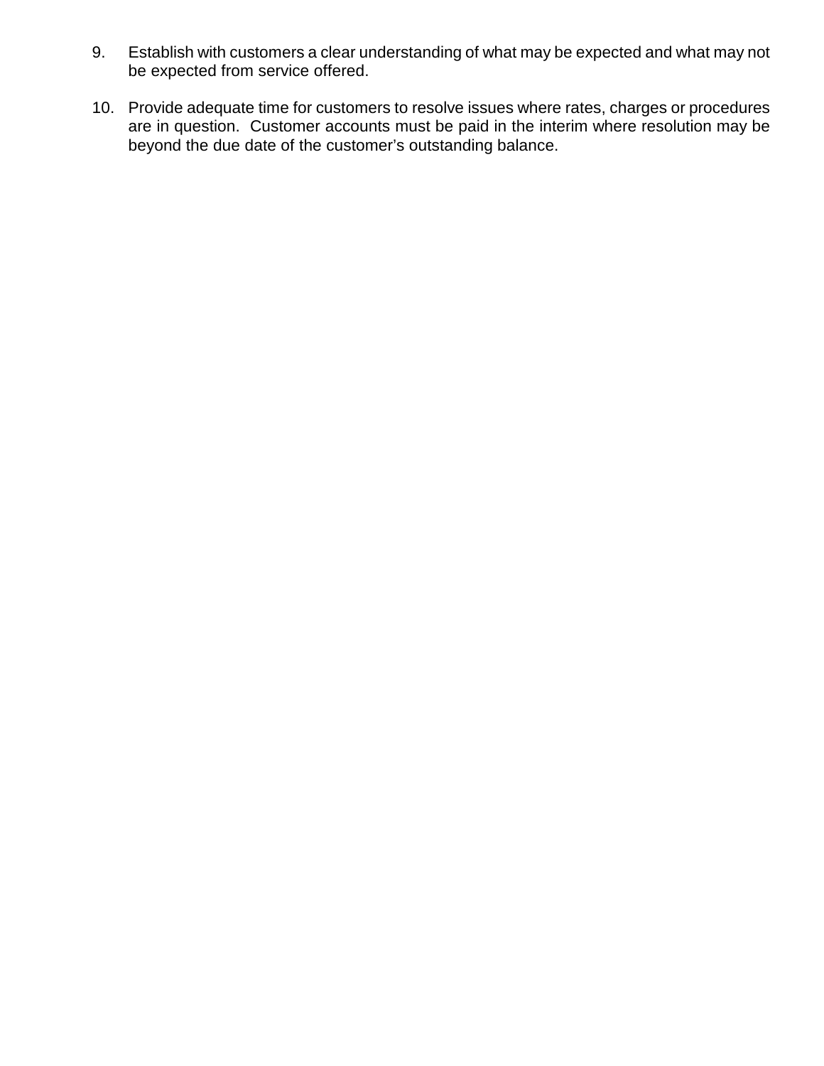9. Establish with customers a clear understanding of what may be expected and what may not be expected from service offered.

10. Provide adequate time for customers to resolve issues where rates, charges or procedures are in question. Customer accounts must be paid in the interim where resolution may be beyond the due date of the customer's outstanding balance.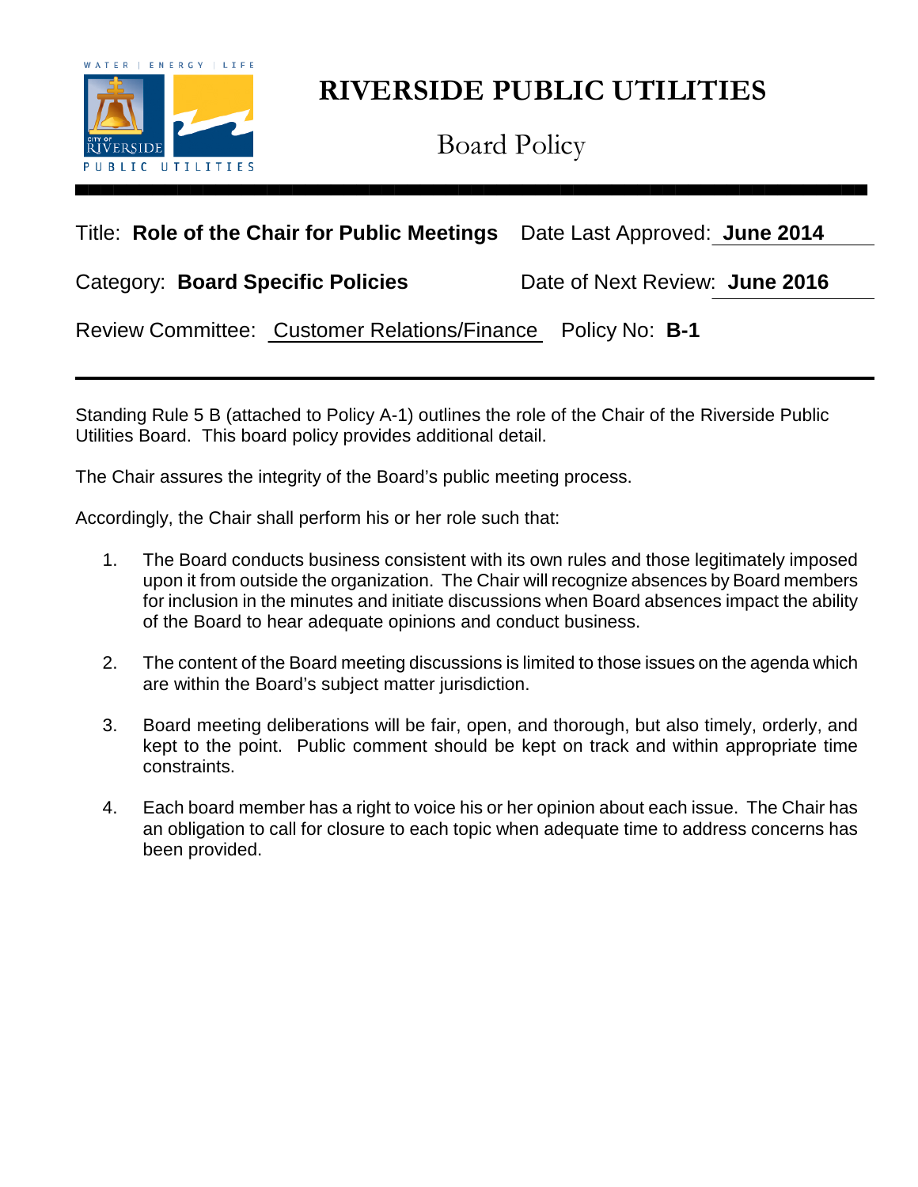# RIVERSIDE PUBLIC UTILITIES

## Board Policy

Title: **Role of the Chair for Public Meetings** Date Last Approved: **June 2014**

Category: **Board Specific Policies** Date of Next Review: **June 2016**

Review Committee: Customer Relations/Finance Policy No: **B-1**

---

Standing Rule 5 B (attached to Policy A-1) outlines the role of the Chair of the Riverside Public Utilities Board. This board policy provides additional detail.

The Chair assures the integrity of the Board's public meeting process.

Accordingly, the Chair shall perform his or her role such that:

1. The Board conducts business consistent with its own rules and those legitimately imposed upon it from outside the organization. The Chair will recognize absences by Board members for inclusion in the minutes and initiate discussions when Board absences impact the ability of the Board to hear adequate opinions and conduct business.

2. The content of the Board meeting discussions is limited to those issues on the agenda which are within the Board's subject matter jurisdiction.

3. Board meeting deliberations will be fair, open, and thorough, but also timely, orderly, and kept to the point. Public comment should be kept on track and within appropriate time constraints.

4. Each board member has a right to voice his or her opinion about each issue. The Chair has an obligation to call for closure to each topic when adequate time to address concerns has been provided.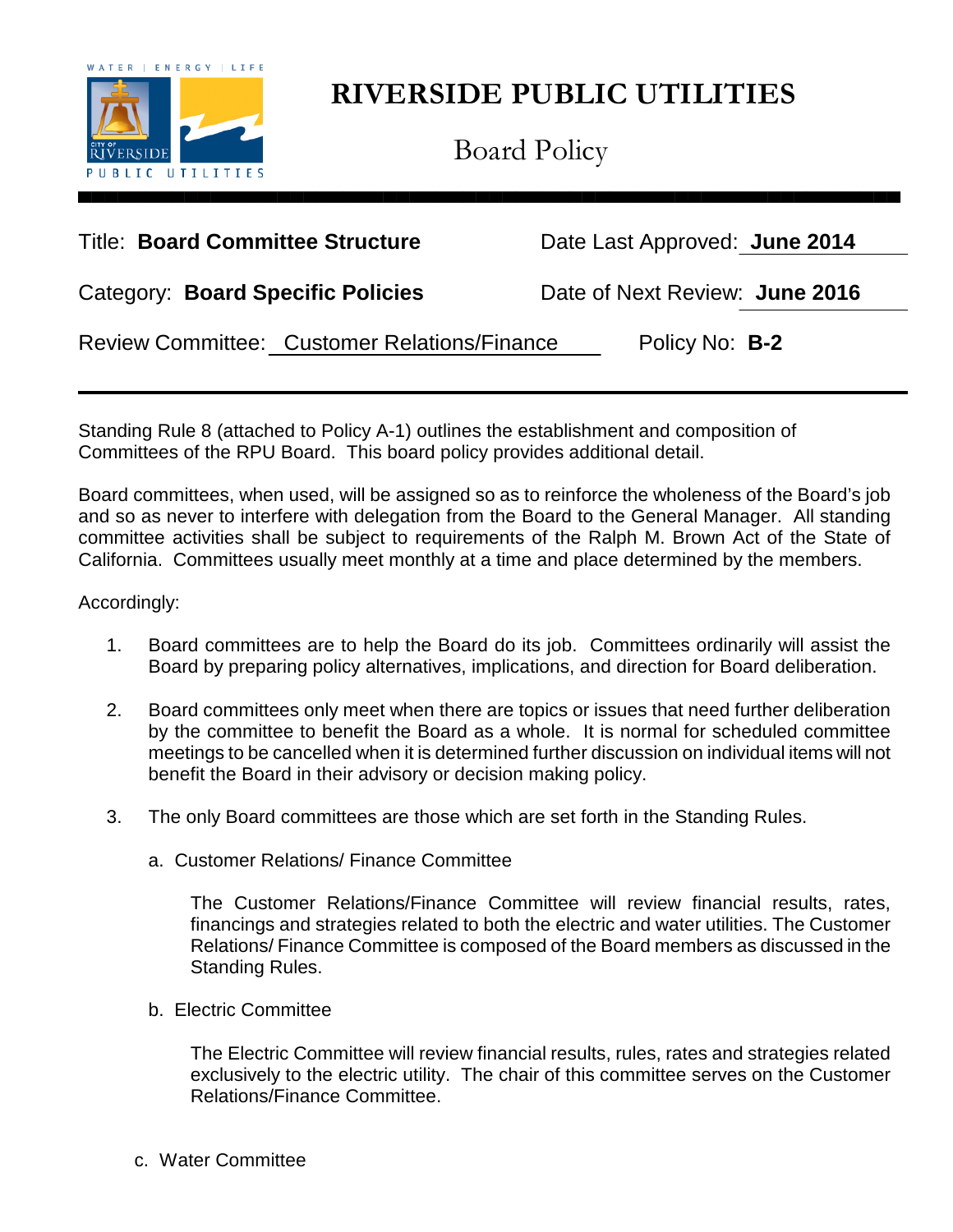# RIVERSIDE PUBLIC UTILITIES

## Board Policy

Title: **Board Committee Structure**

Date Last Approved: **June 2014**

Category: **Board Specific Policies**

Date of Next Review: **June 2016**

Review Committee: Customer Relations/Finance

Policy No: **B-2**

---

Standing Rule 8 (attached to Policy A-1) outlines the establishment and composition of Committees of the RPU Board. This board policy provides additional detail.

Board committees, when used, will be assigned so as to reinforce the wholeness of the Board's job and so as never to interfere with delegation from the Board to the General Manager. All standing committee activities shall be subject to requirements of the Ralph M. Brown Act of the State of California. Committees usually meet monthly at a time and place determined by the members.

Accordingly:

1. Board committees are to help the Board do its job. Committees ordinarily will assist the Board by preparing policy alternatives, implications, and direction for Board deliberation.

2. Board committees only meet when there are topics or issues that need further deliberation by the committee to benefit the Board as a whole. It is normal for scheduled committee meetings to be cancelled when it is determined further discussion on individual items will not benefit the Board in their advisory or decision making policy.

3. The only Board committees are those which are set forth in the Standing Rules.

   a. Customer Relations/ Finance Committee

      The Customer Relations/Finance Committee will review financial results, rates, financings and strategies related to both the electric and water utilities. The Customer Relations/ Finance Committee is composed of the Board members as discussed in the Standing Rules.

   b. Electric Committee

      The Electric Committee will review financial results, rules, rates and strategies related exclusively to the electric utility. The chair of this committee serves on the Customer Relations/Finance Committee.

   c. Water Committee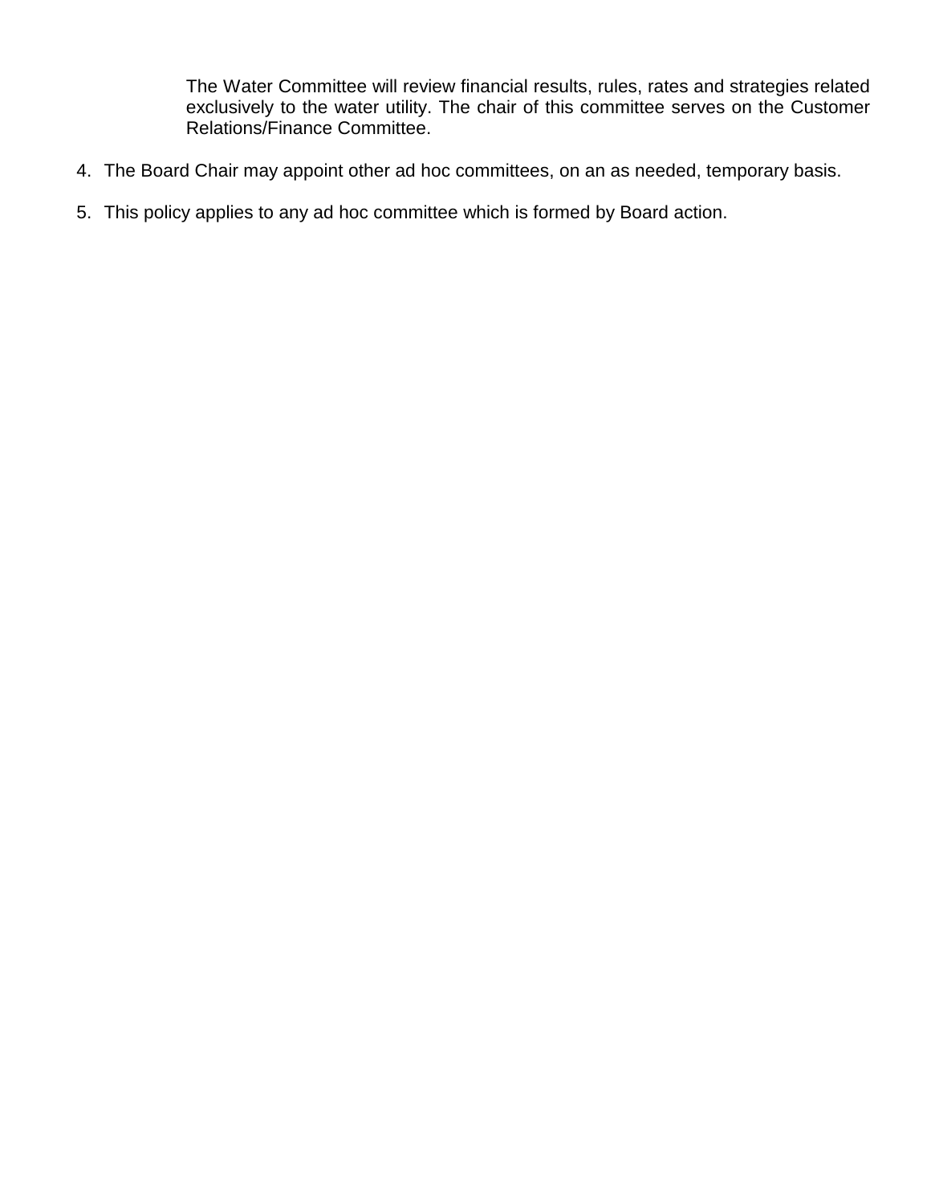The Water Committee will review financial results, rules, rates and strategies related exclusively to the water utility. The chair of this committee serves on the Customer Relations/Finance Committee.

4. The Board Chair may appoint other ad hoc committees, on an as needed, temporary basis.
5. This policy applies to any ad hoc committee which is formed by Board action.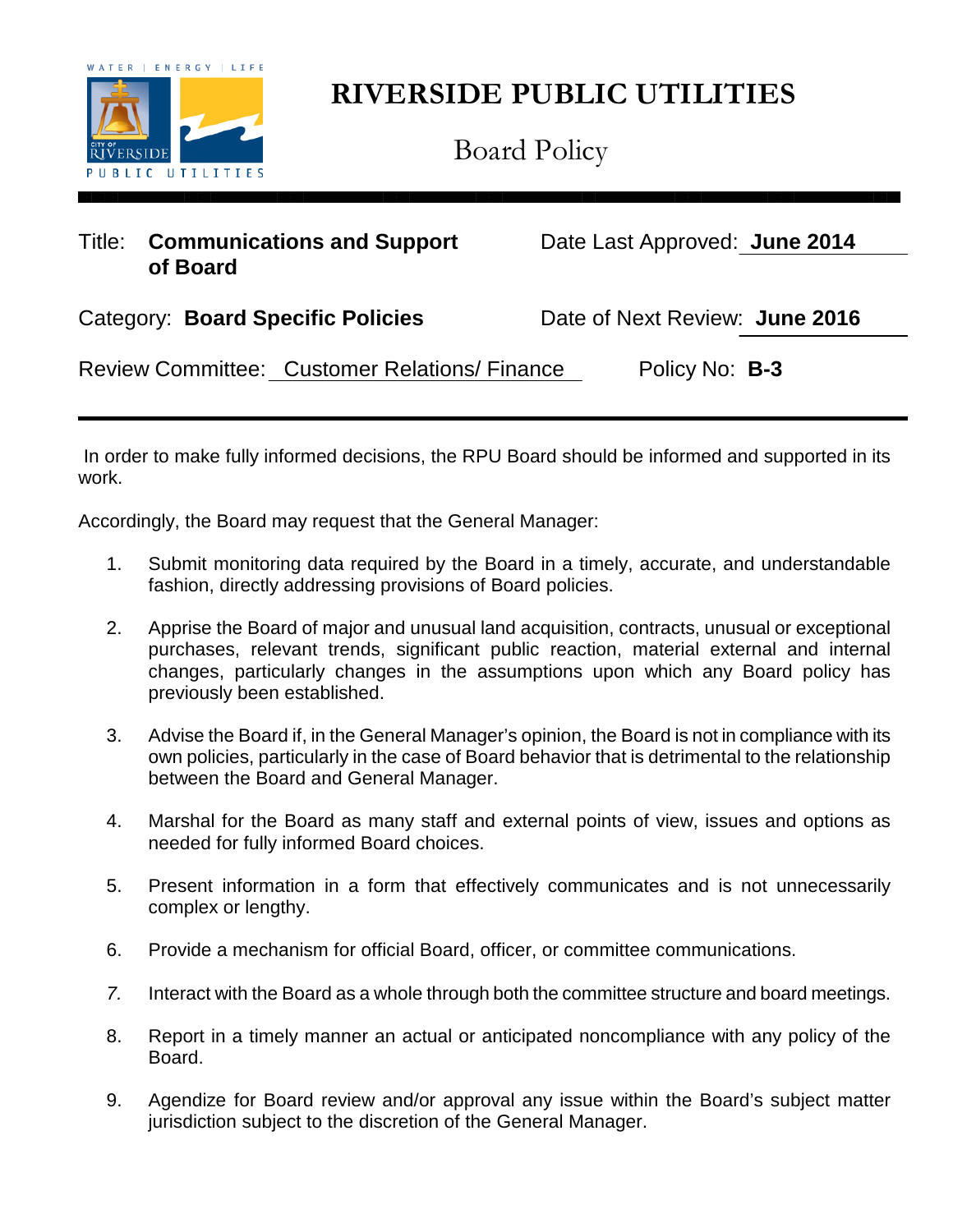# RIVERSIDE PUBLIC UTILITIES

## Board Policy

Title: **Communications and Support of Board**

Date Last Approved: **June 2014**

Category: **Board Specific Policies**

Date of Next Review: **June 2016**

Review Committee: Customer Relations/ Finance

Policy No: **B-3**

---

In order to make fully informed decisions, the RPU Board should be informed and supported in its work.

Accordingly, the Board may request that the General Manager:

1. Submit monitoring data required by the Board in a timely, accurate, and understandable fashion, directly addressing provisions of Board policies.

2. Apprise the Board of major and unusual land acquisition, contracts, unusual or exceptional purchases, relevant trends, significant public reaction, material external and internal changes, particularly changes in the assumptions upon which any Board policy has previously been established.

3. Advise the Board if, in the General Manager's opinion, the Board is not in compliance with its own policies, particularly in the case of Board behavior that is detrimental to the relationship between the Board and General Manager.

4. Marshal for the Board as many staff and external points of view, issues and options as needed for fully informed Board choices.

5. Present information in a form that effectively communicates and is not unnecessarily complex or lengthy.

6. Provide a mechanism for official Board, officer, or committee communications.

7. Interact with the Board as a whole through both the committee structure and board meetings.

8. Report in a timely manner an actual or anticipated noncompliance with any policy of the Board.

9. Agendize for Board review and/or approval any issue within the Board's subject matter jurisdiction subject to the discretion of the General Manager.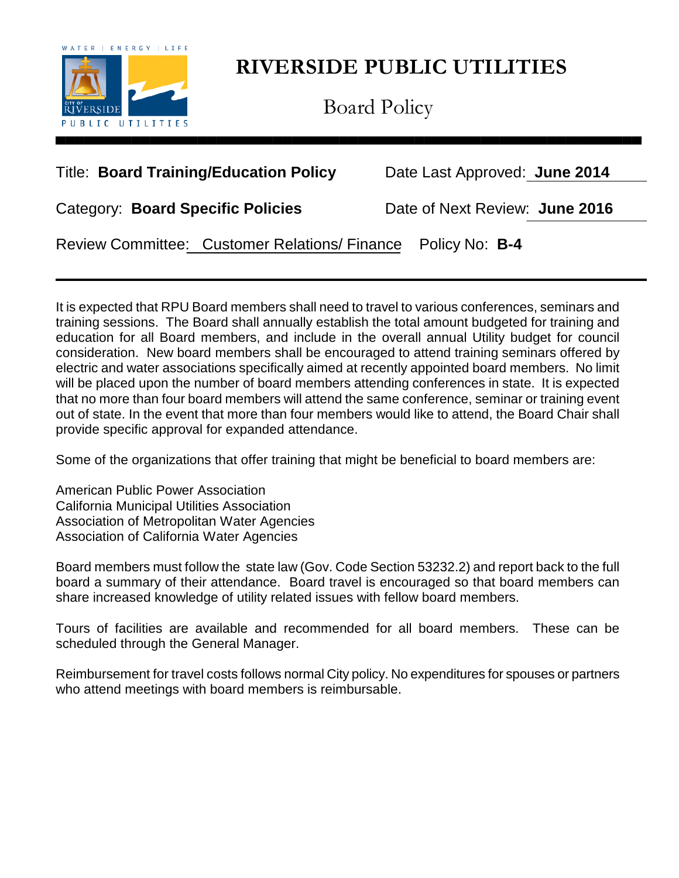# RIVERSIDE PUBLIC UTILITIES

Board Policy

Title: **Board Training/Education Policy** Date Last Approved: **June 2014**

Category: **Board Specific Policies** Date of Next Review: **June 2016**

Review Committee: Customer Relations/ Finance Policy No: **B-4**

---

It is expected that RPU Board members shall need to travel to various conferences, seminars and training sessions. The Board shall annually establish the total amount budgeted for training and education for all Board members, and include in the overall annual Utility budget for council consideration. New board members shall be encouraged to attend training seminars offered by electric and water associations specifically aimed at recently appointed board members. No limit will be placed upon the number of board members attending conferences in state. It is expected that no more than four board members will attend the same conference, seminar or training event out of state. In the event that more than four members would like to attend, the Board Chair shall provide specific approval for expanded attendance.

Some of the organizations that offer training that might be beneficial to board members are:

American Public Power Association
California Municipal Utilities Association
Association of Metropolitan Water Agencies
Association of California Water Agencies

Board members must follow the state law (Gov. Code Section 53232.2) and report back to the full board a summary of their attendance. Board travel is encouraged so that board members can share increased knowledge of utility related issues with fellow board members.

Tours of facilities are available and recommended for all board members. These can be scheduled through the General Manager.

Reimbursement for travel costs follows normal City policy. No expenditures for spouses or partners who attend meetings with board members is reimbursable.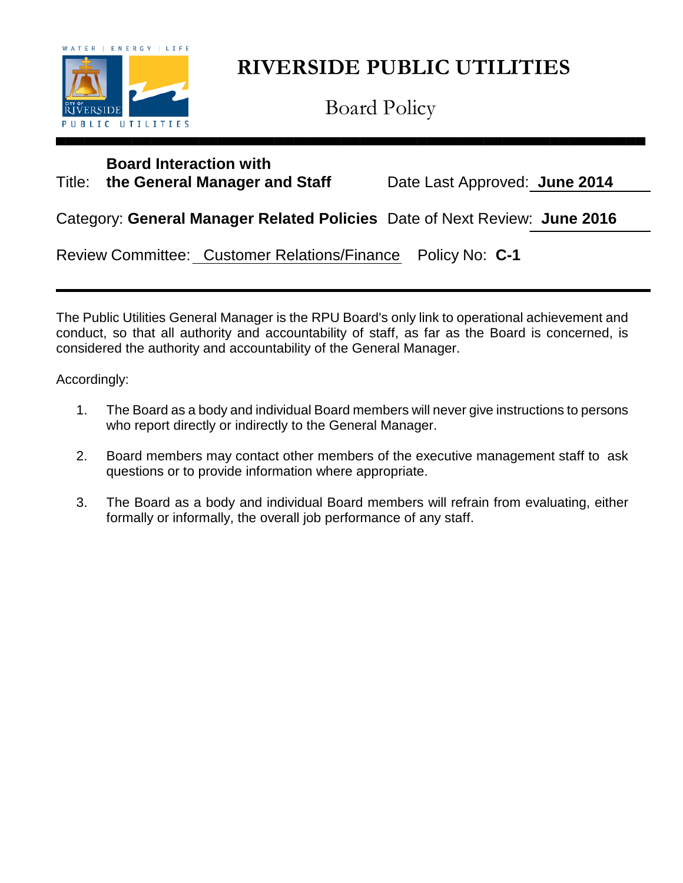WATER | ENERGY | LIFE

CITY OF RIVERSIDE PUBLIC UTILITIES

# RIVERSIDE PUBLIC UTILITIES

## Board Policy

---

Title: **Board Interaction with the General Manager and Staff** Date Last Approved: **June 2014**

Category: **General Manager Related Policies** Date of Next Review: **June 2016**

Review Committee: Customer Relations/Finance Policy No: **C-1**

---

The Public Utilities General Manager is the RPU Board's only link to operational achievement and conduct, so that all authority and accountability of staff, as far as the Board is concerned, is considered the authority and accountability of the General Manager.

Accordingly:

1. The Board as a body and individual Board members will never give instructions to persons who report directly or indirectly to the General Manager.

2. Board members may contact other members of the executive management staff to ask questions or to provide information where appropriate.

3. The Board as a body and individual Board members will refrain from evaluating, either formally or informally, the overall job performance of any staff.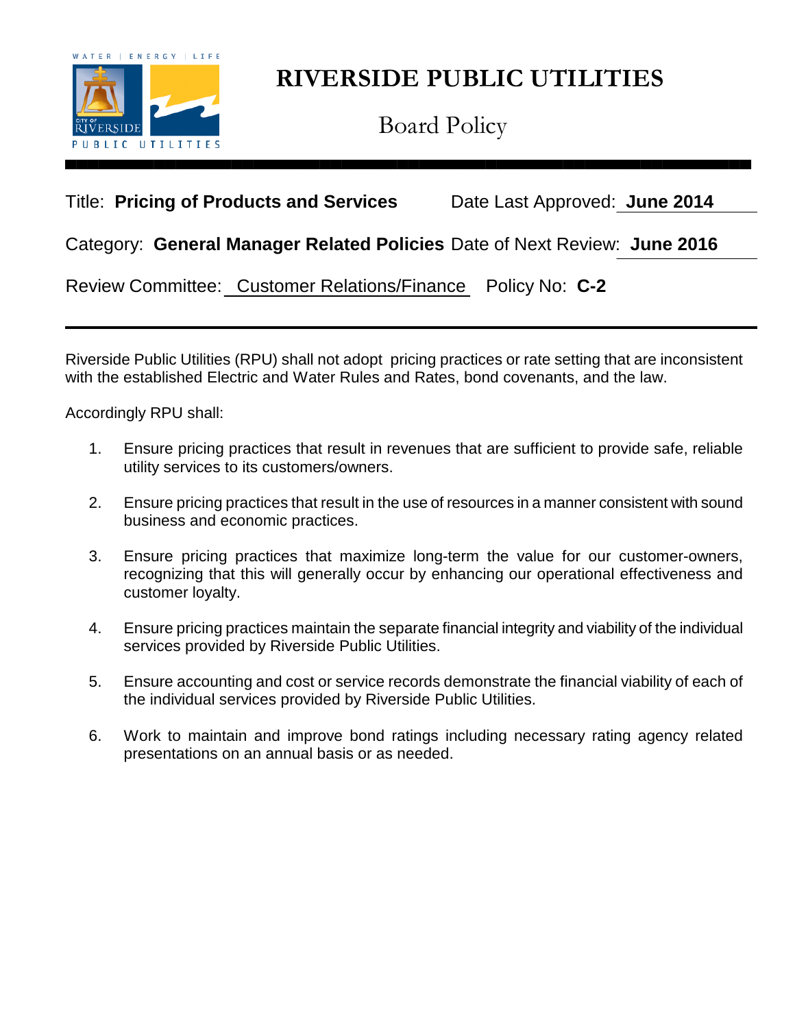# RIVERSIDE PUBLIC UTILITIES

## Board Policy

Title: **Pricing of Products and Services** Date Last Approved: **June 2014**

Category: **General Manager Related Policies** Date of Next Review: **June 2016**

Review Committee: Customer Relations/Finance Policy No: **C-2**

---

Riverside Public Utilities (RPU) shall not adopt pricing practices or rate setting that are inconsistent with the established Electric and Water Rules and Rates, bond covenants, and the law.

Accordingly RPU shall:

1. Ensure pricing practices that result in revenues that are sufficient to provide safe, reliable utility services to its customers/owners.

2. Ensure pricing practices that result in the use of resources in a manner consistent with sound business and economic practices.

3. Ensure pricing practices that maximize long-term the value for our customer-owners, recognizing that this will generally occur by enhancing our operational effectiveness and customer loyalty.

4. Ensure pricing practices maintain the separate financial integrity and viability of the individual services provided by Riverside Public Utilities.

5. Ensure accounting and cost or service records demonstrate the financial viability of each of the individual services provided by Riverside Public Utilities.

6. Work to maintain and improve bond ratings including necessary rating agency related presentations on an annual basis or as needed.